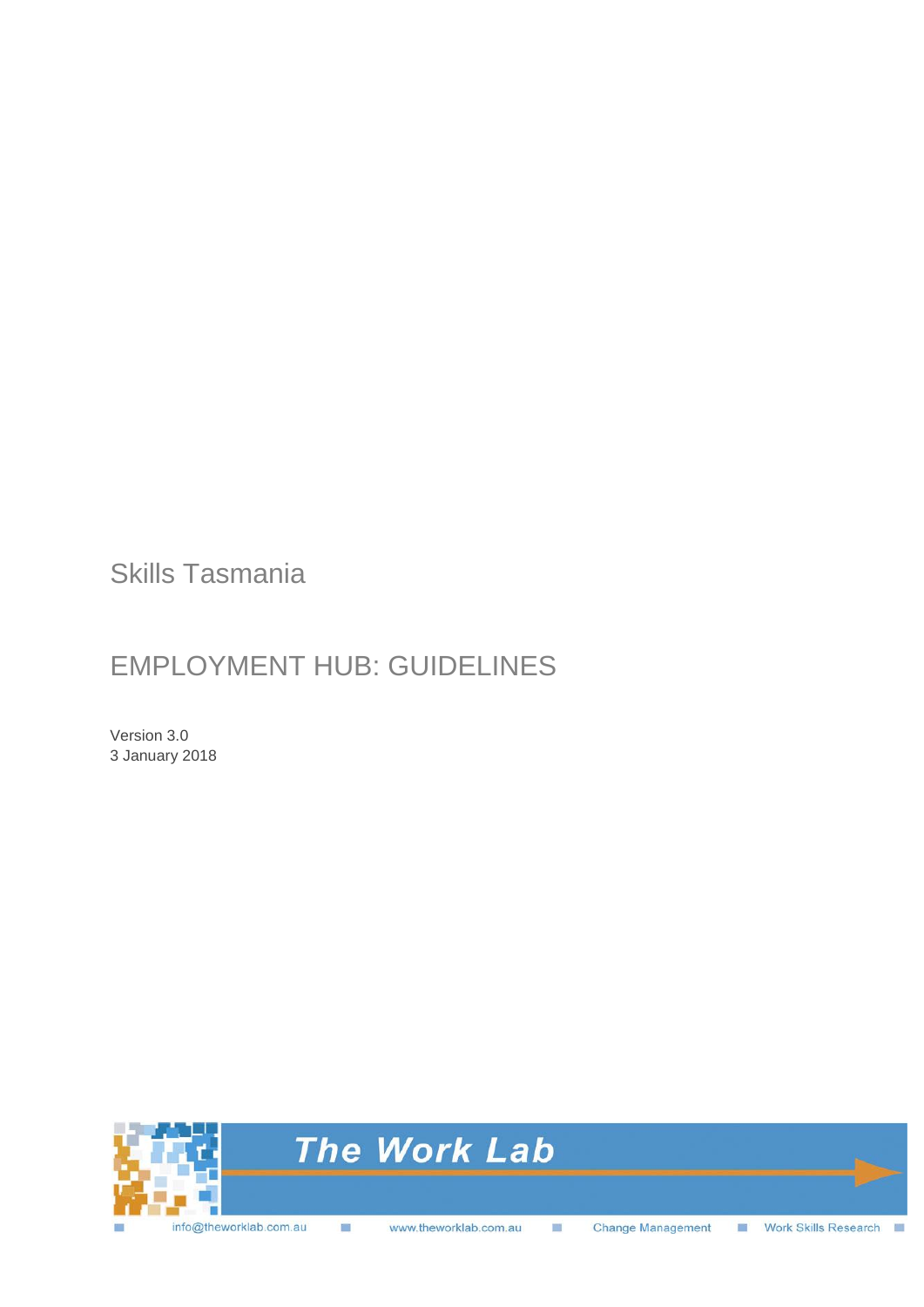Skills Tasmania

# EMPLOYMENT HUB: GUIDELINES

Version 3.0
3 January 2018

The Work Lab

info@theworklab.com.au ■ www.theworklab.com.au ■ Change Management ■ Work Skills Research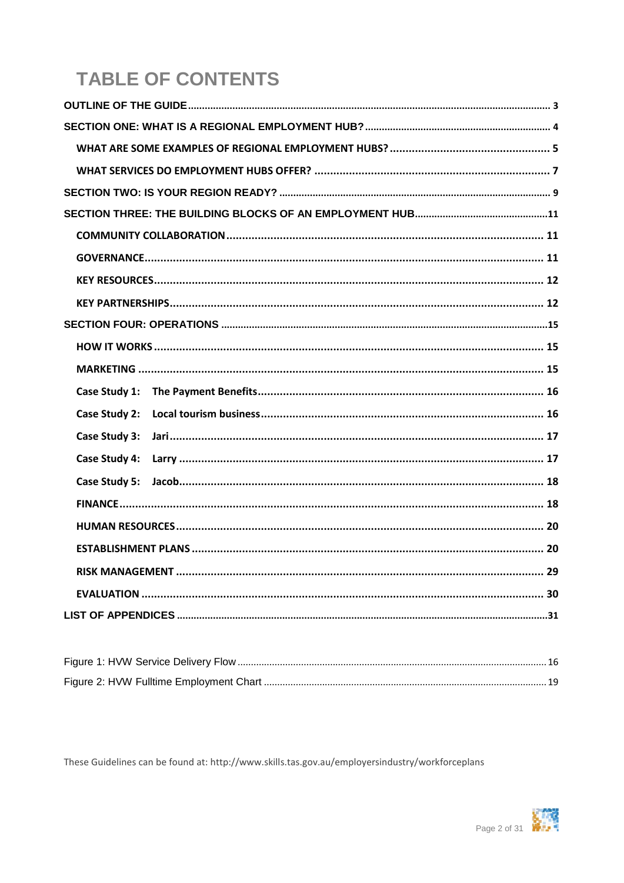# TABLE OF CONTENTS

- OUTLINE OF THE GUIDE ........ 3
- SECTION ONE: WHAT IS A REGIONAL EMPLOYMENT HUB? ........ 4
  - WHAT ARE SOME EXAMPLES OF REGIONAL EMPLOYMENT HUBS? ........ 5
  - WHAT SERVICES DO EMPLOYMENT HUBS OFFER? ........ 7
- SECTION TWO: IS YOUR REGION READY? ........ 9
- SECTION THREE: THE BUILDING BLOCKS OF AN EMPLOYMENT HUB ........ 11
  - COMMUNITY COLLABORATION ........ 11
  - GOVERNANCE ........ 11
  - KEY RESOURCES ........ 12
  - KEY PARTNERSHIPS ........ 12
- SECTION FOUR: OPERATIONS ........ 15
  - HOW IT WORKS ........ 15
  - MARKETING ........ 15
  - Case Study 1: The Payment Benefits ........ 16
  - Case Study 2: Local tourism business ........ 16
  - Case Study 3: Jari ........ 17
  - Case Study 4: Larry ........ 17
  - Case Study 5: Jacob ........ 18
  - FINANCE ........ 18
  - HUMAN RESOURCES ........ 20
  - ESTABLISHMENT PLANS ........ 20
  - RISK MANAGEMENT ........ 29
  - EVALUATION ........ 30
- LIST OF APPENDICES ........ 31

- Figure 1: HVW Service Delivery Flow ........ 16
- Figure 2: HVW Fulltime Employment Chart ........ 19

These Guidelines can be found at: http://www.skills.tas.gov.au/employersindustry/workforceplans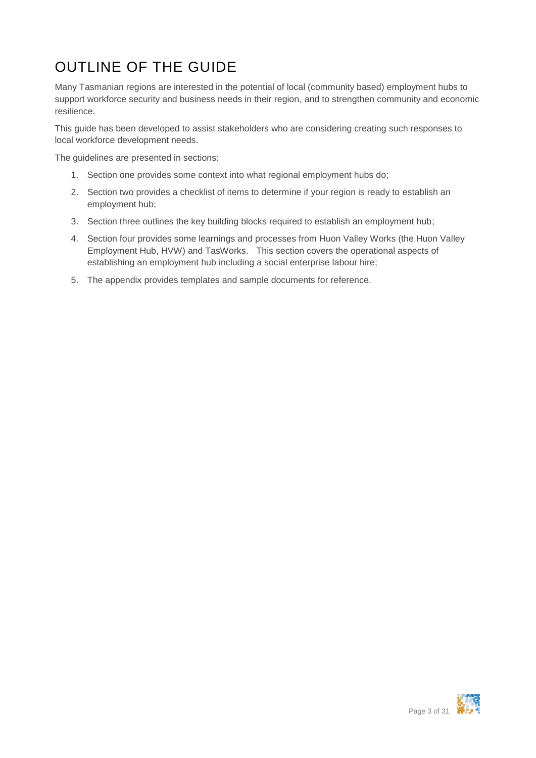# OUTLINE OF THE GUIDE

Many Tasmanian regions are interested in the potential of local (community based) employment hubs to support workforce security and business needs in their region, and to strengthen community and economic resilience.

This guide has been developed to assist stakeholders who are considering creating such responses to local workforce development needs.

The guidelines are presented in sections:

1. Section one provides some context into what regional employment hubs do;
2. Section two provides a checklist of items to determine if your region is ready to establish an employment hub;
3. Section three outlines the key building blocks required to establish an employment hub;
4. Section four provides some learnings and processes from Huon Valley Works (the Huon Valley Employment Hub, HVW) and TasWorks. This section covers the operational aspects of establishing an employment hub including a social enterprise labour hire;
5. The appendix provides templates and sample documents for reference.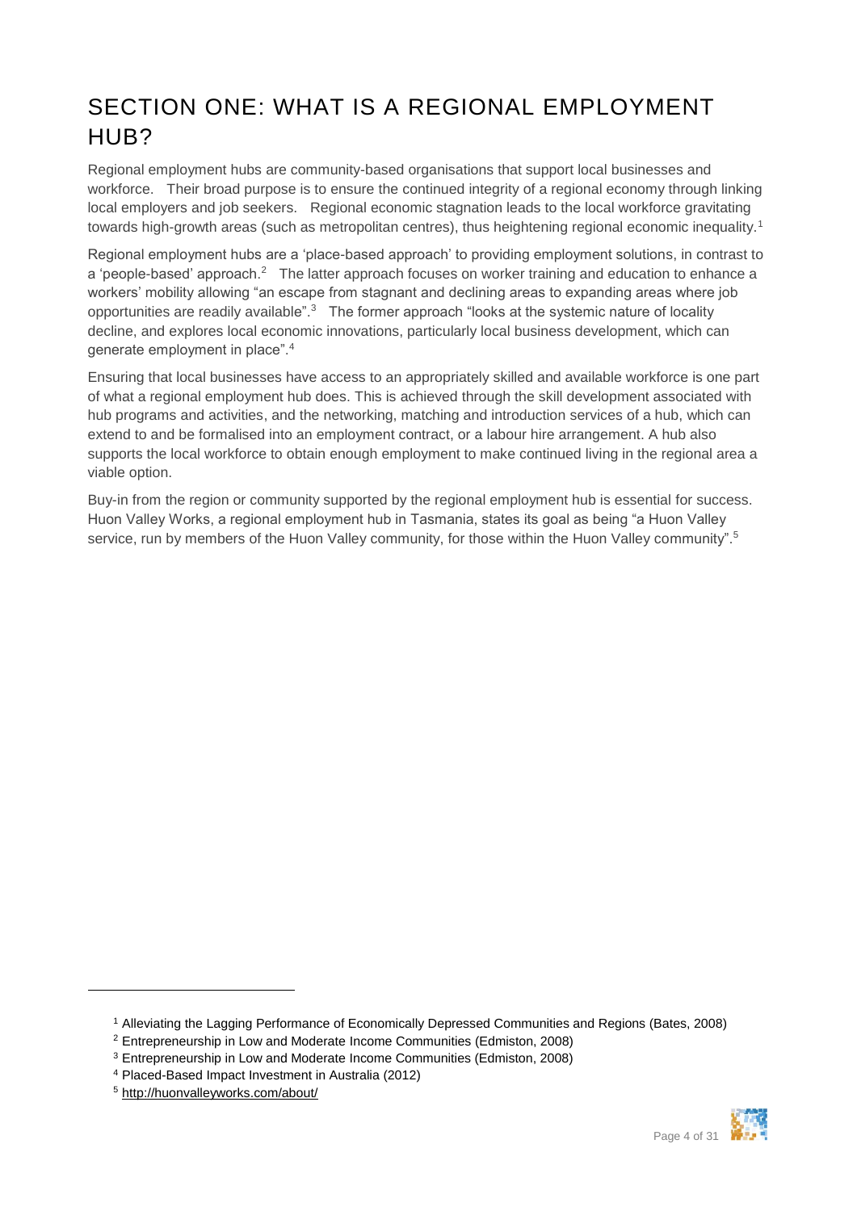# SECTION ONE: WHAT IS A REGIONAL EMPLOYMENT HUB?

Regional employment hubs are community-based organisations that support local businesses and workforce. Their broad purpose is to ensure the continued integrity of a regional economy through linking local employers and job seekers. Regional economic stagnation leads to the local workforce gravitating towards high-growth areas (such as metropolitan centres), thus heightening regional economic inequality.[1]

Regional employment hubs are a 'place-based approach' to providing employment solutions, in contrast to a 'people-based' approach.[2] The latter approach focuses on worker training and education to enhance a workers' mobility allowing "an escape from stagnant and declining areas to expanding areas where job opportunities are readily available".[3] The former approach "looks at the systemic nature of locality decline, and explores local economic innovations, particularly local business development, which can generate employment in place".[4]

Ensuring that local businesses have access to an appropriately skilled and available workforce is one part of what a regional employment hub does. This is achieved through the skill development associated with hub programs and activities, and the networking, matching and introduction services of a hub, which can extend to and be formalised into an employment contract, or a labour hire arrangement. A hub also supports the local workforce to obtain enough employment to make continued living in the regional area a viable option.

Buy-in from the region or community supported by the regional employment hub is essential for success. Huon Valley Works, a regional employment hub in Tasmania, states its goal as being "a Huon Valley service, run by members of the Huon Valley community, for those within the Huon Valley community".[5]

---

[1] Alleviating the Lagging Performance of Economically Depressed Communities and Regions (Bates, 2008)

[2] Entrepreneurship in Low and Moderate Income Communities (Edmiston, 2008)

[3] Entrepreneurship in Low and Moderate Income Communities (Edmiston, 2008)

[4] Placed-Based Impact Investment in Australia (2012)

[5] http://huonvalleyworks.com/about/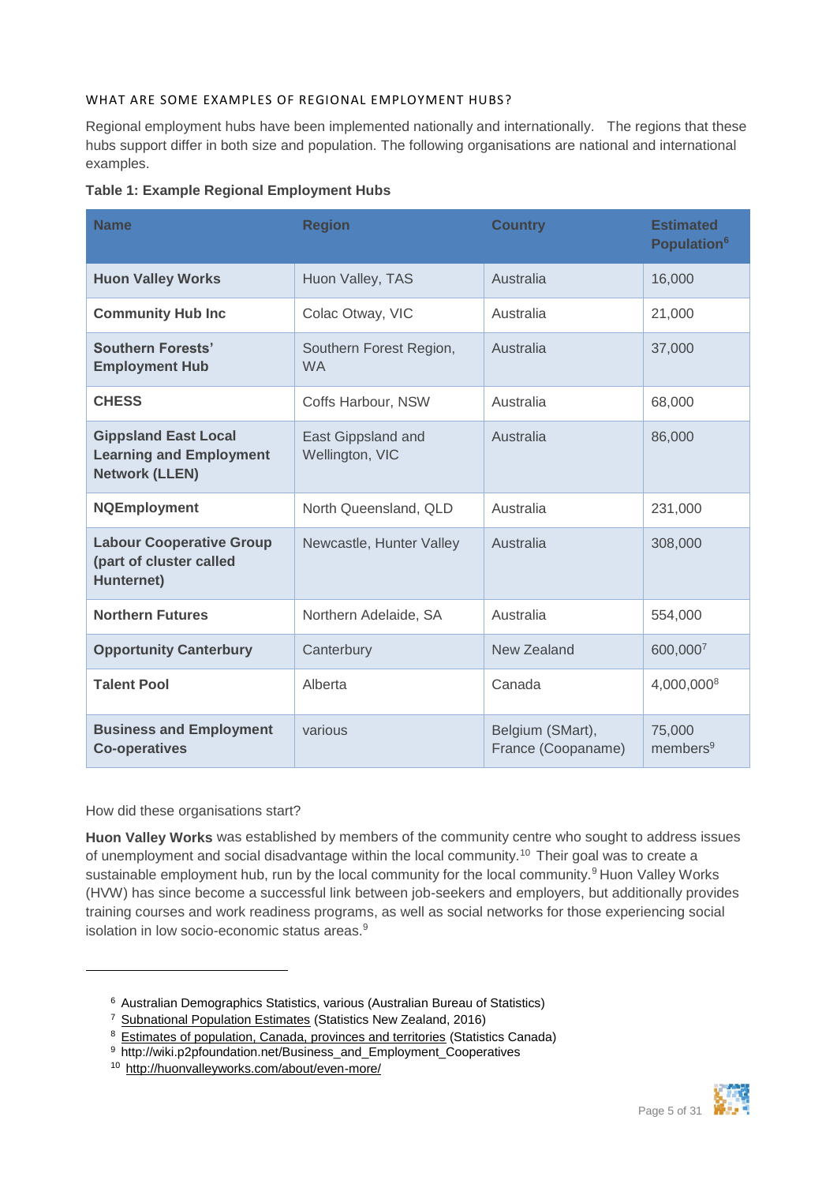### WHAT ARE SOME EXAMPLES OF REGIONAL EMPLOYMENT HUBS?

Regional employment hubs have been implemented nationally and internationally. The regions that these hubs support differ in both size and population. The following organisations are national and international examples.

**Table 1: Example Regional Employment Hubs**

| Name | Region | Country | Estimated Population[6] |
|---|---|---|---|
| **Huon Valley Works** | Huon Valley, TAS | Australia | 16,000 |
| **Community Hub Inc** | Colac Otway, VIC | Australia | 21,000 |
| **Southern Forests' Employment Hub** | Southern Forest Region, WA | Australia | 37,000 |
| **CHESS** | Coffs Harbour, NSW | Australia | 68,000 |
| **Gippsland East Local Learning and Employment Network (LLEN)** | East Gippsland and Wellington, VIC | Australia | 86,000 |
| **NQEmployment** | North Queensland, QLD | Australia | 231,000 |
| **Labour Cooperative Group (part of cluster called Hunternet)** | Newcastle, Hunter Valley | Australia | 308,000 |
| **Northern Futures** | Northern Adelaide, SA | Australia | 554,000 |
| **Opportunity Canterbury** | Canterbury | New Zealand | 600,000[7] |
| **Talent Pool** | Alberta | Canada | 4,000,000[8] |
| **Business and Employment Co-operatives** | various | Belgium (SMart), France (Coopaname) | 75,000 members[9] |

How did these organisations start?

**Huon Valley Works** was established by members of the community centre who sought to address issues of unemployment and social disadvantage within the local community.[10] Their goal was to create a sustainable employment hub, run by the local community for the local community.[9] Huon Valley Works (HVW) has since become a successful link between job-seekers and employers, but additionally provides training courses and work readiness programs, as well as social networks for those experiencing social isolation in low socio-economic status areas.[9]

---

[6] Australian Demographics Statistics, various (Australian Bureau of Statistics)

[7] Subnational Population Estimates (Statistics New Zealand, 2016)

[8] Estimates of population, Canada, provinces and territories (Statistics Canada)

[9] http://wiki.p2pfoundation.net/Business_and_Employment_Cooperatives

[10] http://huonvalleyworks.com/about/even-more/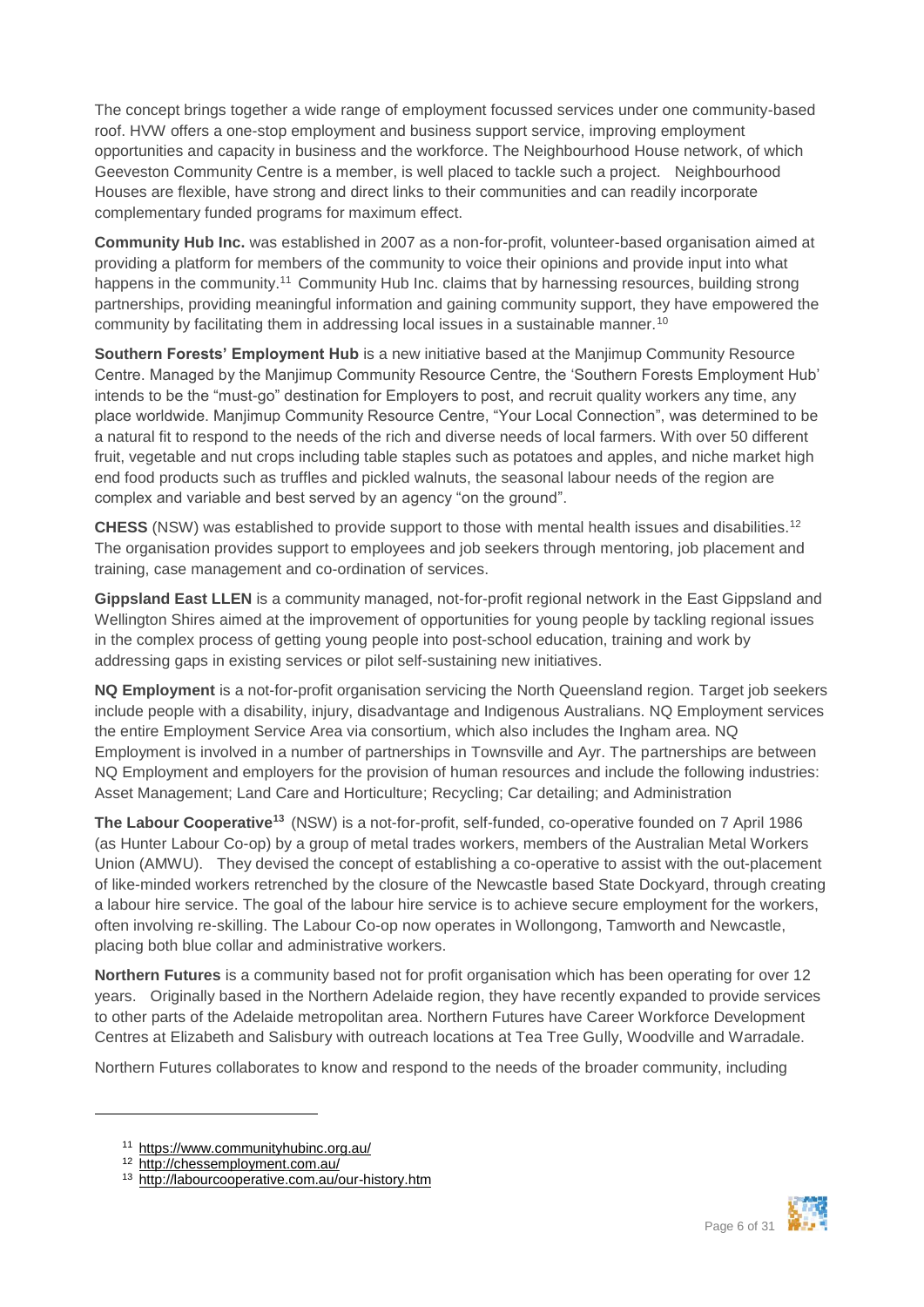The concept brings together a wide range of employment focussed services under one community-based roof. HVW offers a one-stop employment and business support service, improving employment opportunities and capacity in business and the workforce. The Neighbourhood House network, of which Geeveston Community Centre is a member, is well placed to tackle such a project. Neighbourhood Houses are flexible, have strong and direct links to their communities and can readily incorporate complementary funded programs for maximum effect.

**Community Hub Inc.** was established in 2007 as a non-for-profit, volunteer-based organisation aimed at providing a platform for members of the community to voice their opinions and provide input into what happens in the community.[11] Community Hub Inc. claims that by harnessing resources, building strong partnerships, providing meaningful information and gaining community support, they have empowered the community by facilitating them in addressing local issues in a sustainable manner.[10]

**Southern Forests' Employment Hub** is a new initiative based at the Manjimup Community Resource Centre. Managed by the Manjimup Community Resource Centre, the 'Southern Forests Employment Hub' intends to be the "must-go" destination for Employers to post, and recruit quality workers any time, any place worldwide. Manjimup Community Resource Centre, "Your Local Connection", was determined to be a natural fit to respond to the needs of the rich and diverse needs of local farmers. With over 50 different fruit, vegetable and nut crops including table staples such as potatoes and apples, and niche market high end food products such as truffles and pickled walnuts, the seasonal labour needs of the region are complex and variable and best served by an agency "on the ground".

**CHESS** (NSW) was established to provide support to those with mental health issues and disabilities.[12] The organisation provides support to employees and job seekers through mentoring, job placement and training, case management and co-ordination of services.

**Gippsland East LLEN** is a community managed, not-for-profit regional network in the East Gippsland and Wellington Shires aimed at the improvement of opportunities for young people by tackling regional issues in the complex process of getting young people into post-school education, training and work by addressing gaps in existing services or pilot self-sustaining new initiatives.

**NQ Employment** is a not-for-profit organisation servicing the North Queensland region. Target job seekers include people with a disability, injury, disadvantage and Indigenous Australians. NQ Employment services the entire Employment Service Area via consortium, which also includes the Ingham area. NQ Employment is involved in a number of partnerships in Townsville and Ayr. The partnerships are between NQ Employment and employers for the provision of human resources and include the following industries: Asset Management; Land Care and Horticulture; Recycling; Car detailing; and Administration

**The Labour Cooperative**[13] (NSW) is a not-for-profit, self-funded, co-operative founded on 7 April 1986 (as Hunter Labour Co-op) by a group of metal trades workers, members of the Australian Metal Workers Union (AMWU). They devised the concept of establishing a co-operative to assist with the out-placement of like-minded workers retrenched by the closure of the Newcastle based State Dockyard, through creating a labour hire service. The goal of the labour hire service is to achieve secure employment for the workers, often involving re-skilling. The Labour Co-op now operates in Wollongong, Tamworth and Newcastle, placing both blue collar and administrative workers.

**Northern Futures** is a community based not for profit organisation which has been operating for over 12 years. Originally based in the Northern Adelaide region, they have recently expanded to provide services to other parts of the Adelaide metropolitan area. Northern Futures have Career Workforce Development Centres at Elizabeth and Salisbury with outreach locations at Tea Tree Gully, Woodville and Warradale.

Northern Futures collaborates to know and respond to the needs of the broader community, including

---

[11] https://www.communityhubinc.org.au/

[12] http://chessemployment.com.au/

[13] http://labourcooperative.com.au/our-history.htm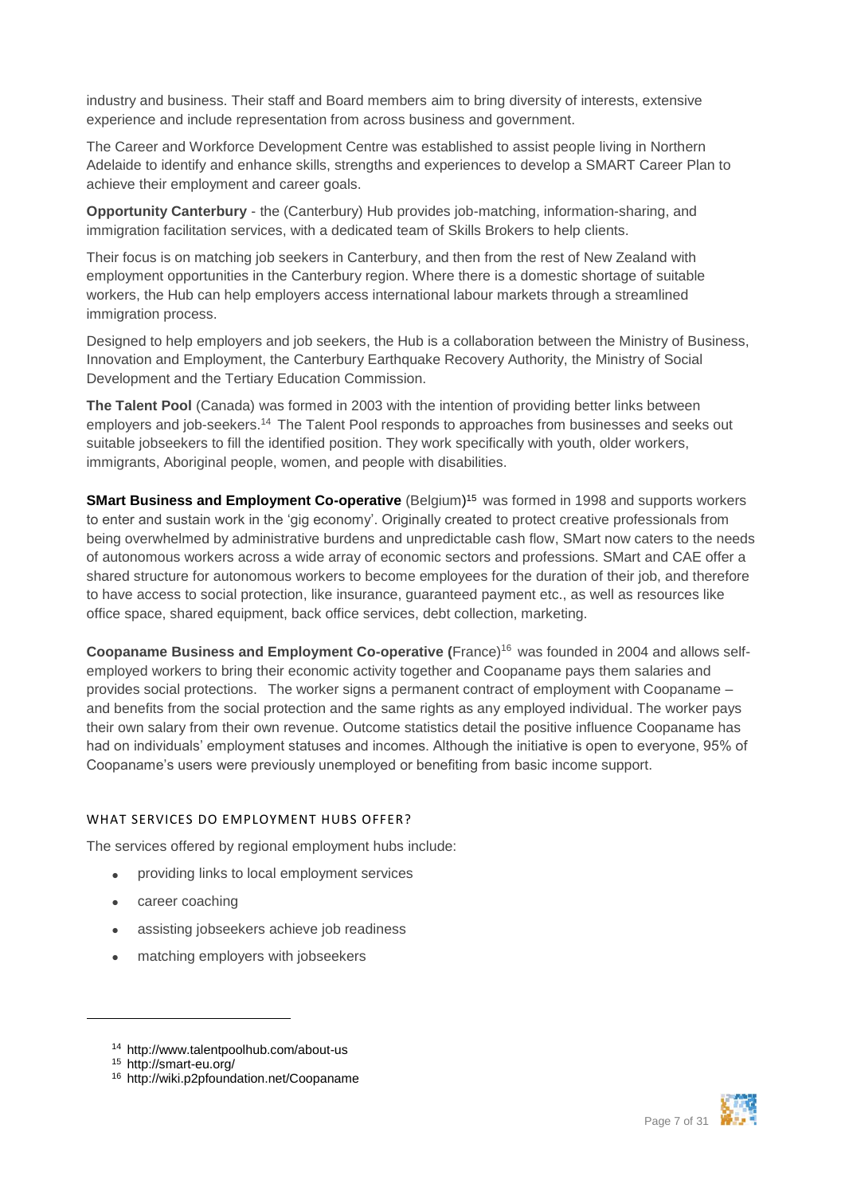industry and business. Their staff and Board members aim to bring diversity of interests, extensive experience and include representation from across business and government.

The Career and Workforce Development Centre was established to assist people living in Northern Adelaide to identify and enhance skills, strengths and experiences to develop a SMART Career Plan to achieve their employment and career goals.

**Opportunity Canterbury** - the (Canterbury) Hub provides job-matching, information-sharing, and immigration facilitation services, with a dedicated team of Skills Brokers to help clients.

Their focus is on matching job seekers in Canterbury, and then from the rest of New Zealand with employment opportunities in the Canterbury region. Where there is a domestic shortage of suitable workers, the Hub can help employers access international labour markets through a streamlined immigration process.

Designed to help employers and job seekers, the Hub is a collaboration between the Ministry of Business, Innovation and Employment, the Canterbury Earthquake Recovery Authority, the Ministry of Social Development and the Tertiary Education Commission.

**The Talent Pool** (Canada) was formed in 2003 with the intention of providing better links between employers and job-seekers.[14] The Talent Pool responds to approaches from businesses and seeks out suitable jobseekers to fill the identified position. They work specifically with youth, older workers, immigrants, Aboriginal people, women, and people with disabilities.

**SMart Business and Employment Co-operative** (Belgium)[15] was formed in 1998 and supports workers to enter and sustain work in the 'gig economy'. Originally created to protect creative professionals from being overwhelmed by administrative burdens and unpredictable cash flow, SMart now caters to the needs of autonomous workers across a wide array of economic sectors and professions. SMart and CAE offer a shared structure for autonomous workers to become employees for the duration of their job, and therefore to have access to social protection, like insurance, guaranteed payment etc., as well as resources like office space, shared equipment, back office services, debt collection, marketing.

**Coopaname Business and Employment Co-operative (**France)[16] was founded in 2004 and allows self-employed workers to bring their economic activity together and Coopaname pays them salaries and provides social protections. The worker signs a permanent contract of employment with Coopaname – and benefits from the social protection and the same rights as any employed individual. The worker pays their own salary from their own revenue. Outcome statistics detail the positive influence Coopaname has had on individuals' employment statuses and incomes. Although the initiative is open to everyone, 95% of Coopaname's users were previously unemployed or benefiting from basic income support.

### WHAT SERVICES DO EMPLOYMENT HUBS OFFER?

The services offered by regional employment hubs include:

- providing links to local employment services
- career coaching
- assisting jobseekers achieve job readiness
- matching employers with jobseekers

---

[14] http://www.talentpoolhub.com/about-us

[15] http://smart-eu.org/

[16] http://wiki.p2pfoundation.net/Coopaname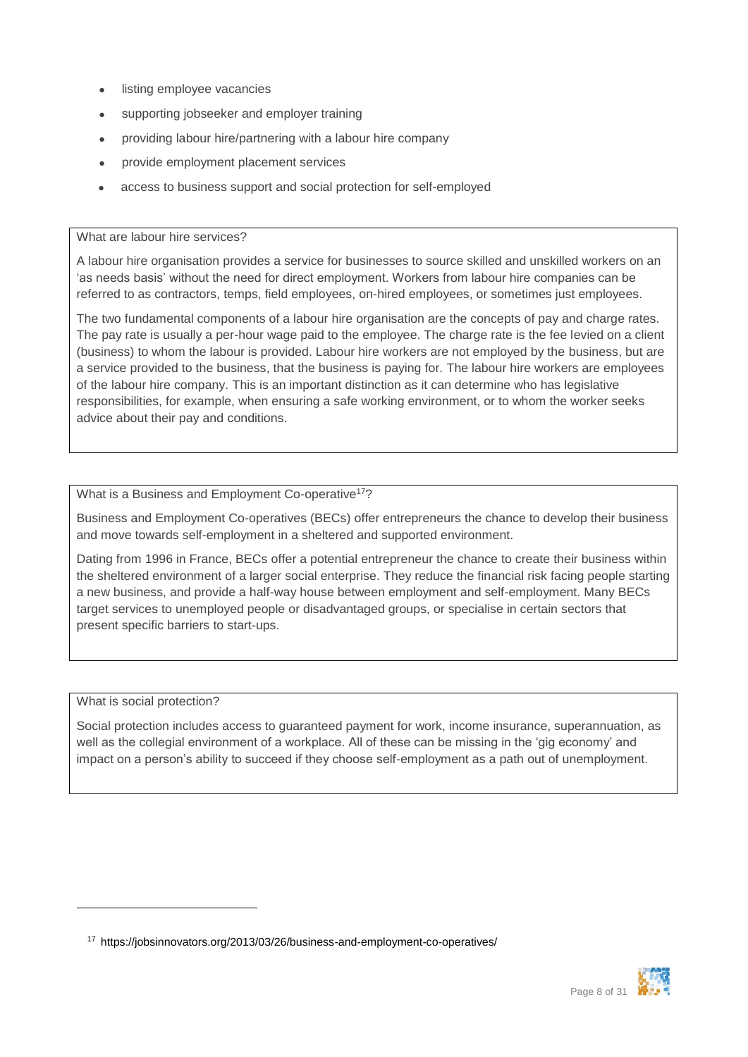- listing employee vacancies
- supporting jobseeker and employer training
- providing labour hire/partnering with a labour hire company
- provide employment placement services
- access to business support and social protection for self-employed

**What are labour hire services?**

A labour hire organisation provides a service for businesses to source skilled and unskilled workers on an 'as needs basis' without the need for direct employment. Workers from labour hire companies can be referred to as contractors, temps, field employees, on-hired employees, or sometimes just employees.

The two fundamental components of a labour hire organisation are the concepts of pay and charge rates. The pay rate is usually a per-hour wage paid to the employee. The charge rate is the fee levied on a client (business) to whom the labour is provided. Labour hire workers are not employed by the business, but are a service provided to the business, that the business is paying for. The labour hire workers are employees of the labour hire company. This is an important distinction as it can determine who has legislative responsibilities, for example, when ensuring a safe working environment, or to whom the worker seeks advice about their pay and conditions.

**What is a Business and Employment Co-operative[17]?**

Business and Employment Co-operatives (BECs) offer entrepreneurs the chance to develop their business and move towards self-employment in a sheltered and supported environment.

Dating from 1996 in France, BECs offer a potential entrepreneur the chance to create their business within the sheltered environment of a larger social enterprise. They reduce the financial risk facing people starting a new business, and provide a half-way house between employment and self-employment. Many BECs target services to unemployed people or disadvantaged groups, or specialise in certain sectors that present specific barriers to start-ups.

**What is social protection?**

Social protection includes access to guaranteed payment for work, income insurance, superannuation, as well as the collegial environment of a workplace. All of these can be missing in the 'gig economy' and impact on a person's ability to succeed if they choose self-employment as a path out of unemployment.

---

[17] https://jobsinnovators.org/2013/03/26/business-and-employment-co-operatives/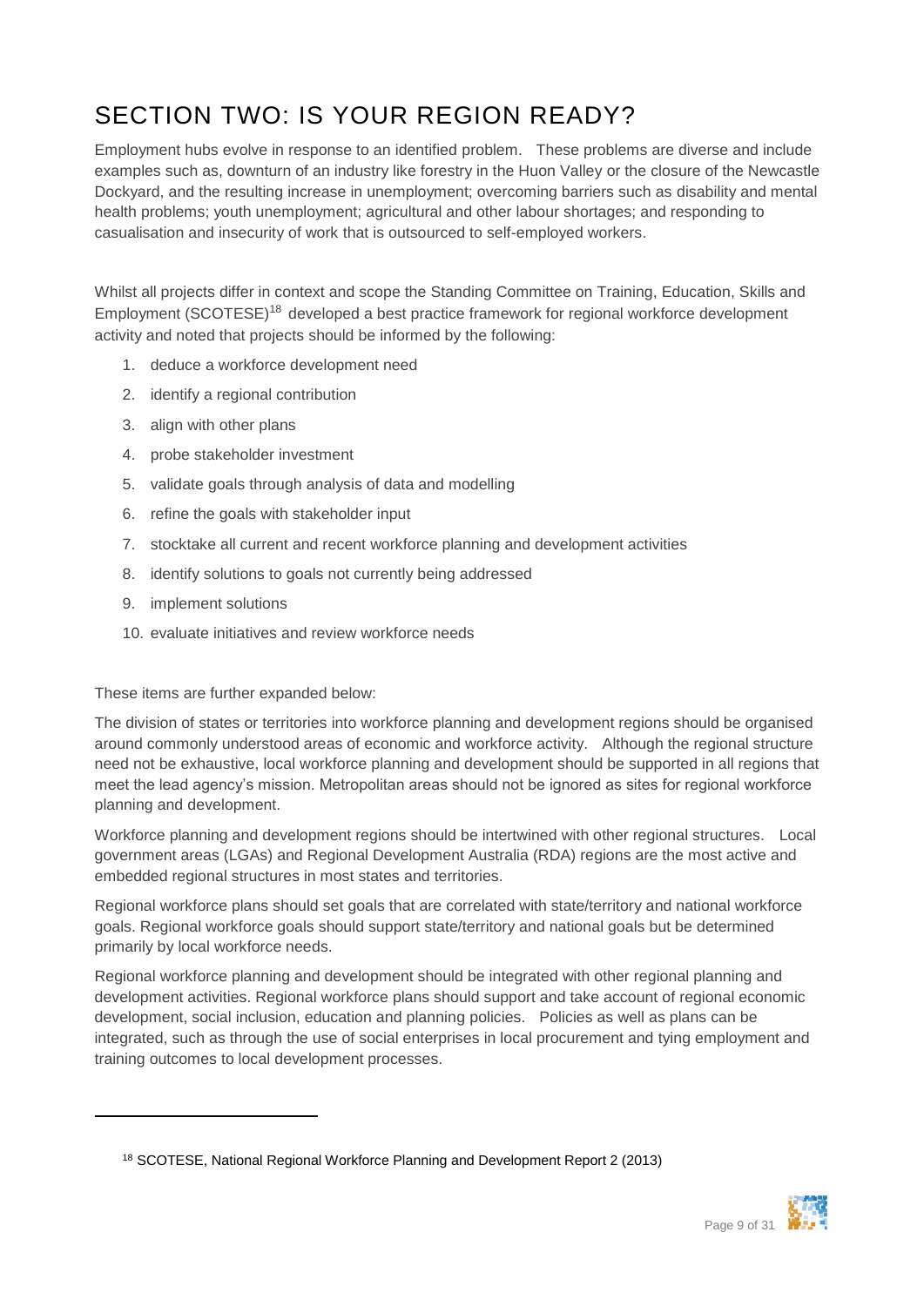# SECTION TWO: IS YOUR REGION READY?

Employment hubs evolve in response to an identified problem. These problems are diverse and include examples such as, downturn of an industry like forestry in the Huon Valley or the closure of the Newcastle Dockyard, and the resulting increase in unemployment; overcoming barriers such as disability and mental health problems; youth unemployment; agricultural and other labour shortages; and responding to casualisation and insecurity of work that is outsourced to self-employed workers.

Whilst all projects differ in context and scope the Standing Committee on Training, Education, Skills and Employment (SCOTESE)[18] developed a best practice framework for regional workforce development activity and noted that projects should be informed by the following:

1. deduce a workforce development need
2. identify a regional contribution
3. align with other plans
4. probe stakeholder investment
5. validate goals through analysis of data and modelling
6. refine the goals with stakeholder input
7. stocktake all current and recent workforce planning and development activities
8. identify solutions to goals not currently being addressed
9. implement solutions
10. evaluate initiatives and review workforce needs

These items are further expanded below:

The division of states or territories into workforce planning and development regions should be organised around commonly understood areas of economic and workforce activity. Although the regional structure need not be exhaustive, local workforce planning and development should be supported in all regions that meet the lead agency's mission. Metropolitan areas should not be ignored as sites for regional workforce planning and development.

Workforce planning and development regions should be intertwined with other regional structures. Local government areas (LGAs) and Regional Development Australia (RDA) regions are the most active and embedded regional structures in most states and territories.

Regional workforce plans should set goals that are correlated with state/territory and national workforce goals. Regional workforce goals should support state/territory and national goals but be determined primarily by local workforce needs.

Regional workforce planning and development should be integrated with other regional planning and development activities. Regional workforce plans should support and take account of regional economic development, social inclusion, education and planning policies. Policies as well as plans can be integrated, such as through the use of social enterprises in local procurement and tying employment and training outcomes to local development processes.

---

[18] SCOTESE, National Regional Workforce Planning and Development Report 2 (2013)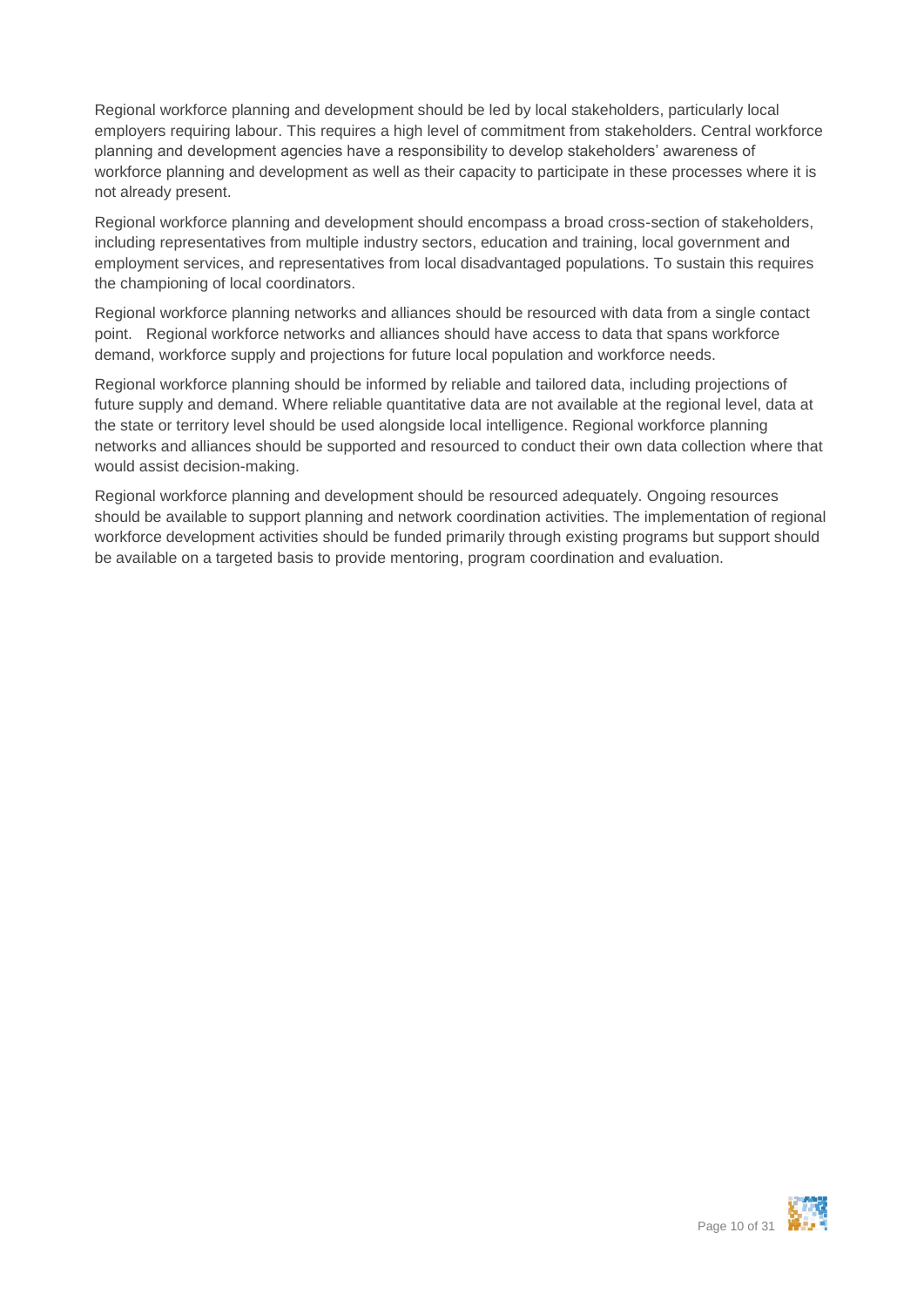Regional workforce planning and development should be led by local stakeholders, particularly local employers requiring labour. This requires a high level of commitment from stakeholders. Central workforce planning and development agencies have a responsibility to develop stakeholders' awareness of workforce planning and development as well as their capacity to participate in these processes where it is not already present.

Regional workforce planning and development should encompass a broad cross-section of stakeholders, including representatives from multiple industry sectors, education and training, local government and employment services, and representatives from local disadvantaged populations. To sustain this requires the championing of local coordinators.

Regional workforce planning networks and alliances should be resourced with data from a single contact point. Regional workforce networks and alliances should have access to data that spans workforce demand, workforce supply and projections for future local population and workforce needs.

Regional workforce planning should be informed by reliable and tailored data, including projections of future supply and demand. Where reliable quantitative data are not available at the regional level, data at the state or territory level should be used alongside local intelligence. Regional workforce planning networks and alliances should be supported and resourced to conduct their own data collection where that would assist decision-making.

Regional workforce planning and development should be resourced adequately. Ongoing resources should be available to support planning and network coordination activities. The implementation of regional workforce development activities should be funded primarily through existing programs but support should be available on a targeted basis to provide mentoring, program coordination and evaluation.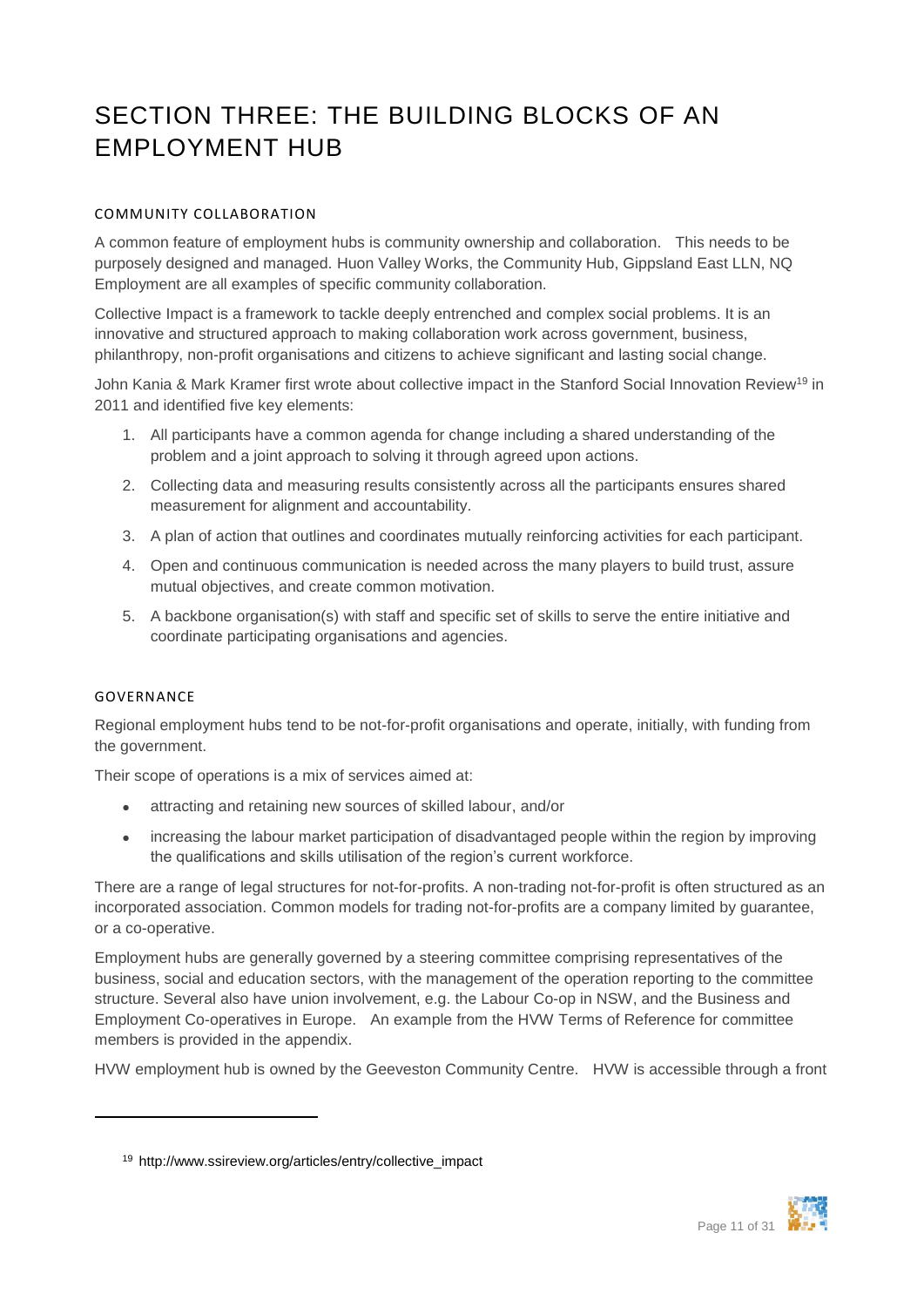# SECTION THREE: THE BUILDING BLOCKS OF AN EMPLOYMENT HUB

### COMMUNITY COLLABORATION

A common feature of employment hubs is community ownership and collaboration. This needs to be purposely designed and managed. Huon Valley Works, the Community Hub, Gippsland East LLN, NQ Employment are all examples of specific community collaboration.

Collective Impact is a framework to tackle deeply entrenched and complex social problems. It is an innovative and structured approach to making collaboration work across government, business, philanthropy, non-profit organisations and citizens to achieve significant and lasting social change.

John Kania & Mark Kramer first wrote about collective impact in the Stanford Social Innovation Review[19] in 2011 and identified five key elements:

1. All participants have a common agenda for change including a shared understanding of the problem and a joint approach to solving it through agreed upon actions.
2. Collecting data and measuring results consistently across all the participants ensures shared measurement for alignment and accountability.
3. A plan of action that outlines and coordinates mutually reinforcing activities for each participant.
4. Open and continuous communication is needed across the many players to build trust, assure mutual objectives, and create common motivation.
5. A backbone organisation(s) with staff and specific set of skills to serve the entire initiative and coordinate participating organisations and agencies.

### GOVERNANCE

Regional employment hubs tend to be not-for-profit organisations and operate, initially, with funding from the government.

Their scope of operations is a mix of services aimed at:

- attracting and retaining new sources of skilled labour, and/or
- increasing the labour market participation of disadvantaged people within the region by improving the qualifications and skills utilisation of the region's current workforce.

There are a range of legal structures for not-for-profits. A non-trading not-for-profit is often structured as an incorporated association. Common models for trading not-for-profits are a company limited by guarantee, or a co-operative.

Employment hubs are generally governed by a steering committee comprising representatives of the business, social and education sectors, with the management of the operation reporting to the committee structure. Several also have union involvement, e.g. the Labour Co-op in NSW, and the Business and Employment Co-operatives in Europe. An example from the HVW Terms of Reference for committee members is provided in the appendix.

HVW employment hub is owned by the Geeveston Community Centre. HVW is accessible through a front

---

[19] http://www.ssireview.org/articles/entry/collective_impact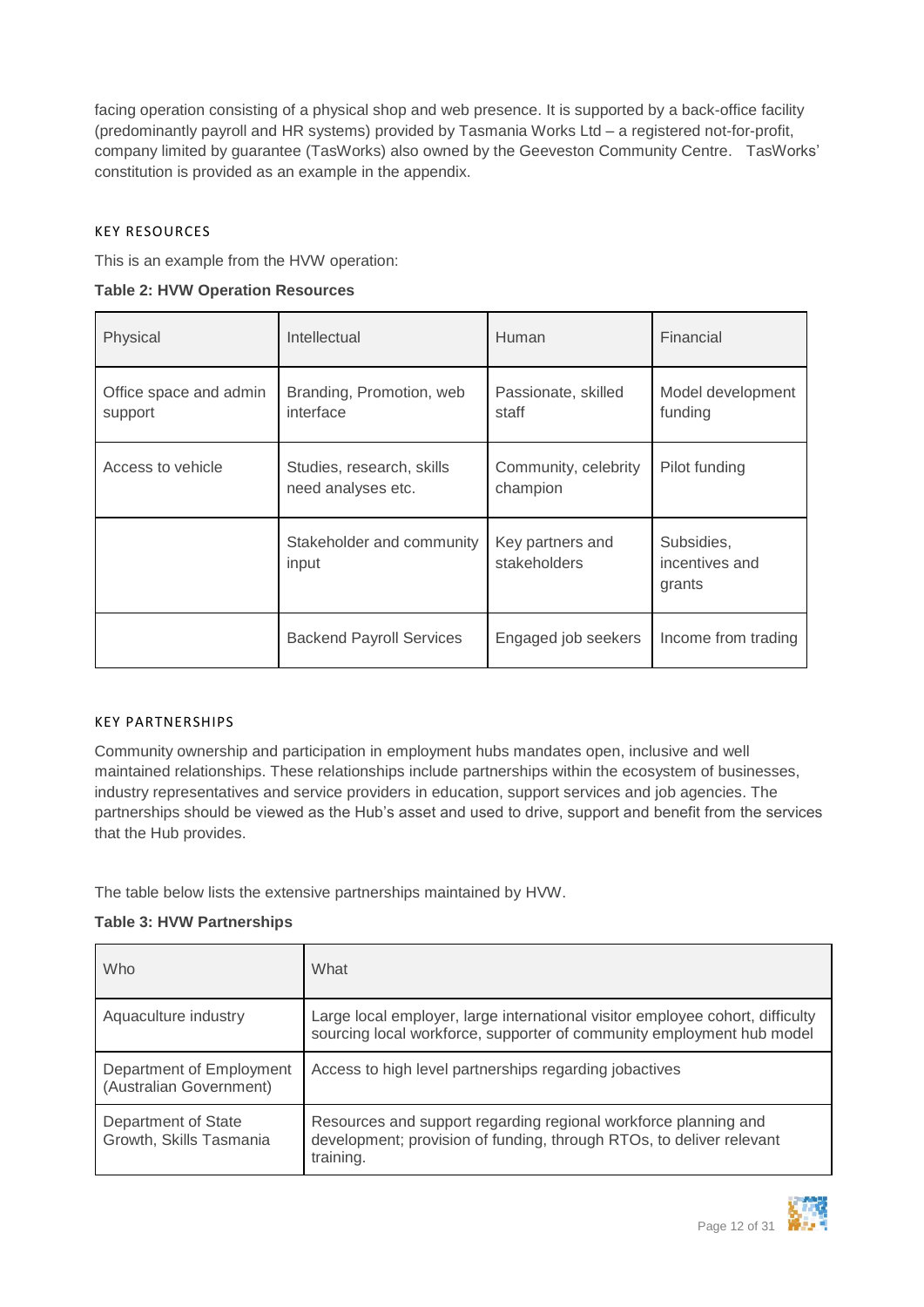facing operation consisting of a physical shop and web presence. It is supported by a back-office facility (predominantly payroll and HR systems) provided by Tasmania Works Ltd – a registered not-for-profit, company limited by guarantee (TasWorks) also owned by the Geeveston Community Centre. TasWorks' constitution is provided as an example in the appendix.

### KEY RESOURCES

This is an example from the HVW operation:

**Table 2: HVW Operation Resources**

| Physical | Intellectual | Human | Financial |
|---|---|---|---|
| Office space and admin support | Branding, Promotion, web interface | Passionate, skilled staff | Model development funding |
| Access to vehicle | Studies, research, skills need analyses etc. | Community, celebrity champion | Pilot funding |
| | Stakeholder and community input | Key partners and stakeholders | Subsidies, incentives and grants |
| | Backend Payroll Services | Engaged job seekers | Income from trading |

### KEY PARTNERSHIPS

Community ownership and participation in employment hubs mandates open, inclusive and well maintained relationships. These relationships include partnerships within the ecosystem of businesses, industry representatives and service providers in education, support services and job agencies. The partnerships should be viewed as the Hub's asset and used to drive, support and benefit from the services that the Hub provides.

The table below lists the extensive partnerships maintained by HVW.

**Table 3: HVW Partnerships**

| Who | What |
|---|---|
| Aquaculture industry | Large local employer, large international visitor employee cohort, difficulty sourcing local workforce, supporter of community employment hub model |
| Department of Employment (Australian Government) | Access to high level partnerships regarding jobactives |
| Department of State Growth, Skills Tasmania | Resources and support regarding regional workforce planning and development; provision of funding, through RTOs, to deliver relevant training. |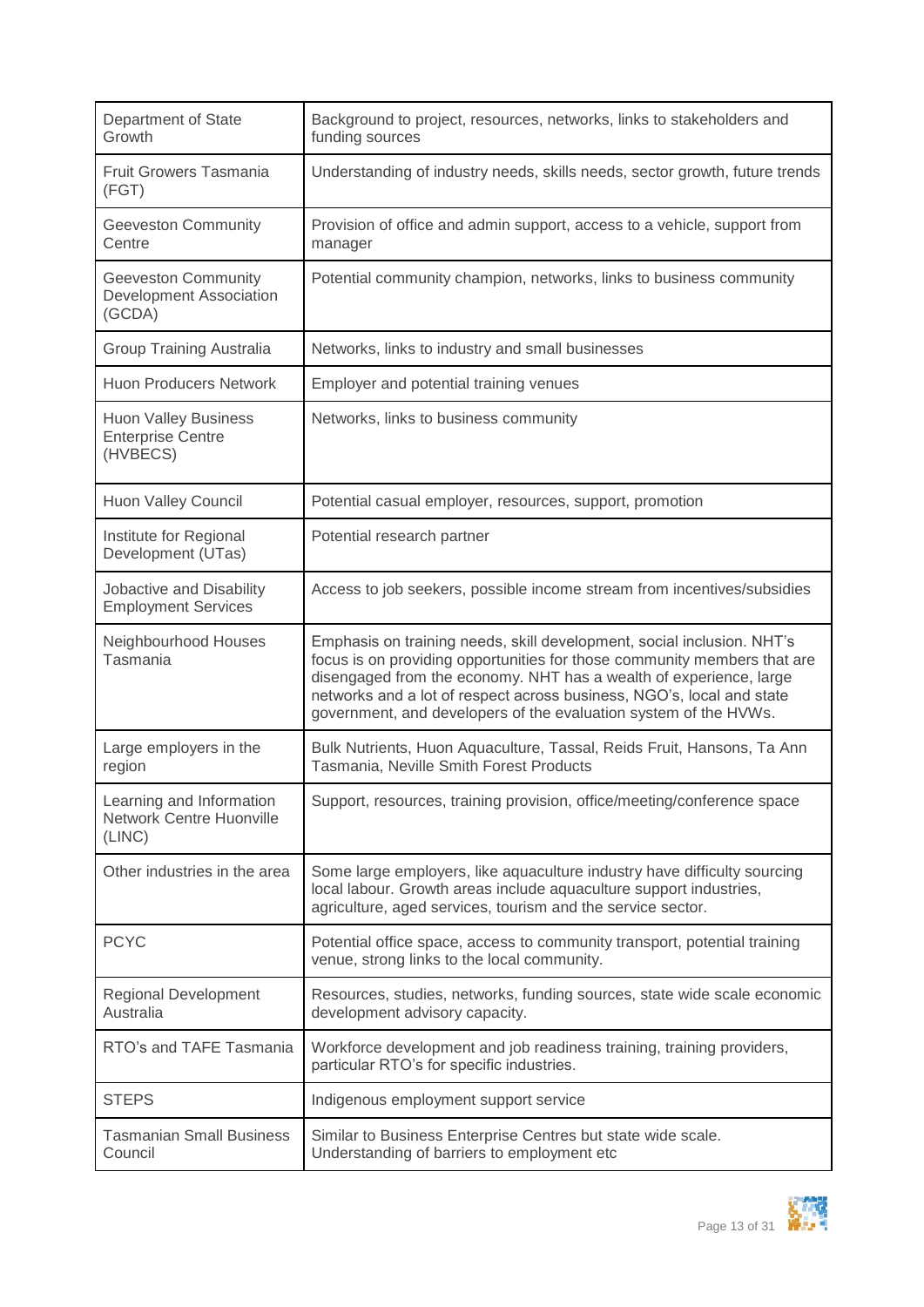| | |
|---|---|
| Department of State Growth | Background to project, resources, networks, links to stakeholders and funding sources |
| Fruit Growers Tasmania (FGT) | Understanding of industry needs, skills needs, sector growth, future trends |
| Geeveston Community Centre | Provision of office and admin support, access to a vehicle, support from manager |
| Geeveston Community Development Association (GCDA) | Potential community champion, networks, links to business community |
| Group Training Australia | Networks, links to industry and small businesses |
| Huon Producers Network | Employer and potential training venues |
| Huon Valley Business Enterprise Centre (HVBECS) | Networks, links to business community |
| Huon Valley Council | Potential casual employer, resources, support, promotion |
| Institute for Regional Development (UTas) | Potential research partner |
| Jobactive and Disability Employment Services | Access to job seekers, possible income stream from incentives/subsidies |
| Neighbourhood Houses Tasmania | Emphasis on training needs, skill development, social inclusion. NHT's focus is on providing opportunities for those community members that are disengaged from the economy. NHT has a wealth of experience, large networks and a lot of respect across business, NGO's, local and state government, and developers of the evaluation system of the HVWs. |
| Large employers in the region | Bulk Nutrients, Huon Aquaculture, Tassal, Reids Fruit, Hansons, Ta Ann Tasmania, Neville Smith Forest Products |
| Learning and Information Network Centre Huonville (LINC) | Support, resources, training provision, office/meeting/conference space |
| Other industries in the area | Some large employers, like aquaculture industry have difficulty sourcing local labour. Growth areas include aquaculture support industries, agriculture, aged services, tourism and the service sector. |
| PCYC | Potential office space, access to community transport, potential training venue, strong links to the local community. |
| Regional Development Australia | Resources, studies, networks, funding sources, state wide scale economic development advisory capacity. |
| RTO's and TAFE Tasmania | Workforce development and job readiness training, training providers, particular RTO's for specific industries. |
| STEPS | Indigenous employment support service |
| Tasmanian Small Business Council | Similar to Business Enterprise Centres but state wide scale. Understanding of barriers to employment etc |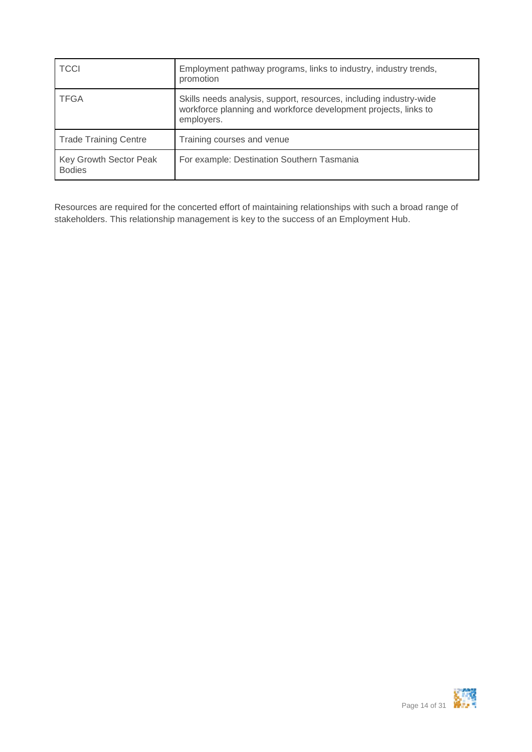| | |
|---|---|
| TCCI | Employment pathway programs, links to industry, industry trends, promotion |
| TFGA | Skills needs analysis, support, resources, including industry-wide workforce planning and workforce development projects, links to employers. |
| Trade Training Centre | Training courses and venue |
| Key Growth Sector Peak Bodies | For example: Destination Southern Tasmania |

Resources are required for the concerted effort of maintaining relationships with such a broad range of stakeholders. This relationship management is key to the success of an Employment Hub.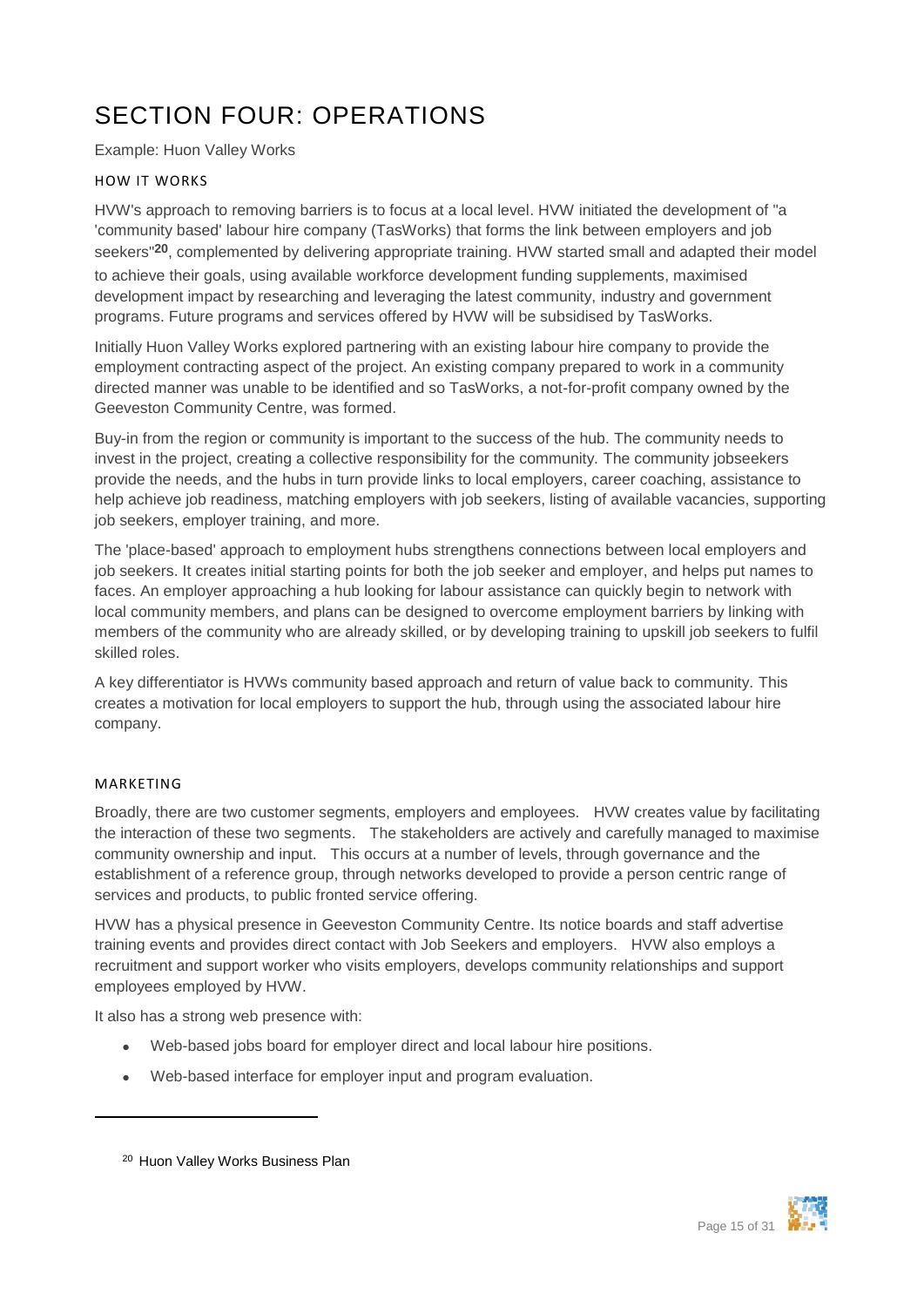# SECTION FOUR: OPERATIONS

Example: Huon Valley Works

## HOW IT WORKS

HVW's approach to removing barriers is to focus at a local level. HVW initiated the development of "a 'community based' labour hire company (TasWorks) that forms the link between employers and job seekers"[20], complemented by delivering appropriate training. HVW started small and adapted their model to achieve their goals, using available workforce development funding supplements, maximised development impact by researching and leveraging the latest community, industry and government programs. Future programs and services offered by HVW will be subsidised by TasWorks.

Initially Huon Valley Works explored partnering with an existing labour hire company to provide the employment contracting aspect of the project. An existing company prepared to work in a community directed manner was unable to be identified and so TasWorks, a not-for-profit company owned by the Geeveston Community Centre, was formed.

Buy-in from the region or community is important to the success of the hub. The community needs to invest in the project, creating a collective responsibility for the community. The community jobseekers provide the needs, and the hubs in turn provide links to local employers, career coaching, assistance to help achieve job readiness, matching employers with job seekers, listing of available vacancies, supporting job seekers, employer training, and more.

The 'place-based' approach to employment hubs strengthens connections between local employers and job seekers. It creates initial starting points for both the job seeker and employer, and helps put names to faces. An employer approaching a hub looking for labour assistance can quickly begin to network with local community members, and plans can be designed to overcome employment barriers by linking with members of the community who are already skilled, or by developing training to upskill job seekers to fulfil skilled roles.

A key differentiator is HVWs community based approach and return of value back to community. This creates a motivation for local employers to support the hub, through using the associated labour hire company.

## MARKETING

Broadly, there are two customer segments, employers and employees. HVW creates value by facilitating the interaction of these two segments. The stakeholders are actively and carefully managed to maximise community ownership and input. This occurs at a number of levels, through governance and the establishment of a reference group, through networks developed to provide a person centric range of services and products, to public fronted service offering.

HVW has a physical presence in Geeveston Community Centre. Its notice boards and staff advertise training events and provides direct contact with Job Seekers and employers. HVW also employs a recruitment and support worker who visits employers, develops community relationships and support employees employed by HVW.

It also has a strong web presence with:

- Web-based jobs board for employer direct and local labour hire positions.
- Web-based interface for employer input and program evaluation.

---

[20] Huon Valley Works Business Plan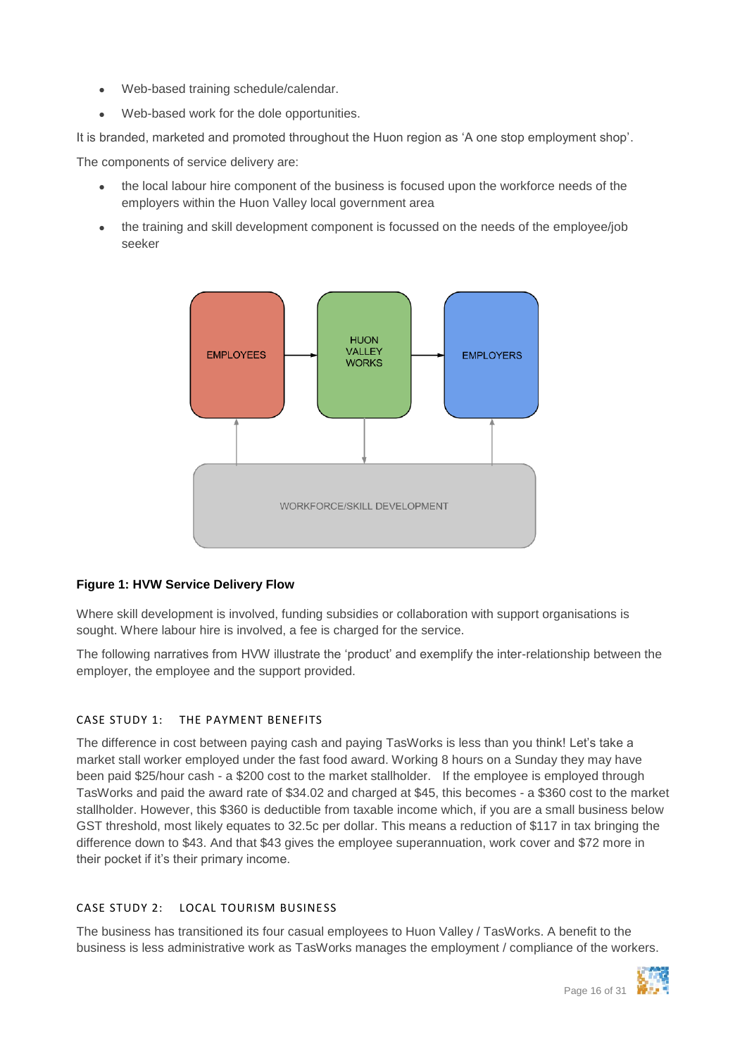- Web-based training schedule/calendar.
- Web-based work for the dole opportunities.

It is branded, marketed and promoted throughout the Huon region as ‘A one stop employment shop’.

The components of service delivery are:

- the local labour hire component of the business is focused upon the workforce needs of the employers within the Huon Valley local government area
- the training and skill development component is focussed on the needs of the employee/job seeker

EMPLOYEES → HUON VALLEY WORKS → EMPLOYERS

WORKFORCE/SKILL DEVELOPMENT

**Figure 1: HVW Service Delivery Flow**

Where skill development is involved, funding subsidies or collaboration with support organisations is sought. Where labour hire is involved, a fee is charged for the service.

The following narratives from HVW illustrate the ‘product’ and exemplify the inter-relationship between the employer, the employee and the support provided.

### CASE STUDY 1: THE PAYMENT BENEFITS

The difference in cost between paying cash and paying TasWorks is less than you think! Let’s take a market stall worker employed under the fast food award. Working 8 hours on a Sunday they may have been paid $25/hour cash - a $200 cost to the market stallholder. If the employee is employed through TasWorks and paid the award rate of $34.02 and charged at $45, this becomes - a $360 cost to the market stallholder. However, this $360 is deductible from taxable income which, if you are a small business below GST threshold, most likely equates to 32.5c per dollar. This means a reduction of $117 in tax bringing the difference down to $43. And that $43 gives the employee superannuation, work cover and $72 more in their pocket if it’s their primary income.

### CASE STUDY 2: LOCAL TOURISM BUSINESS

The business has transitioned its four casual employees to Huon Valley / TasWorks. A benefit to the business is less administrative work as TasWorks manages the employment / compliance of the workers.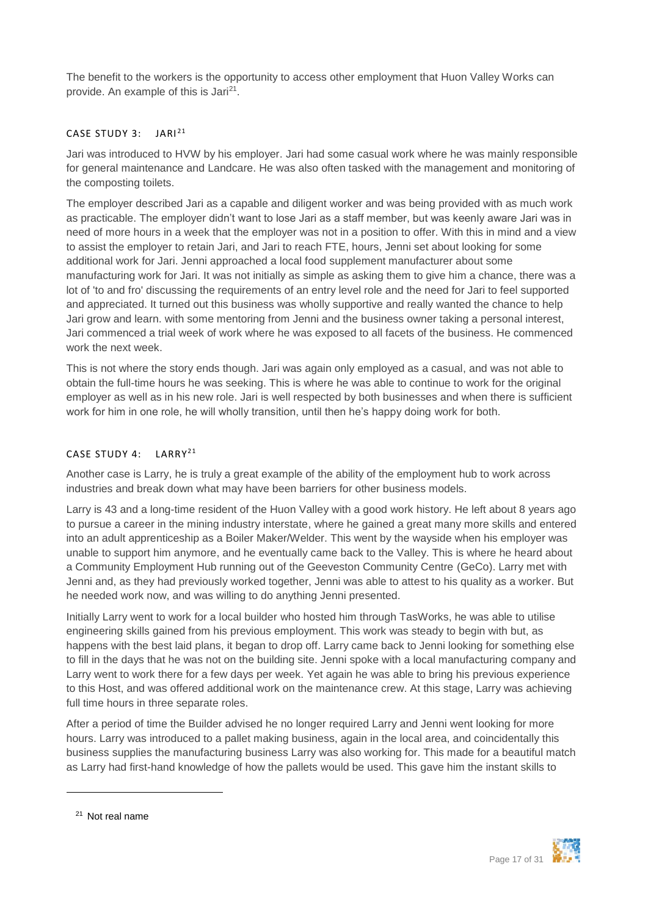The benefit to the workers is the opportunity to access other employment that Huon Valley Works can provide. An example of this is Jari[21].

### CASE STUDY 3: JARI[21]

Jari was introduced to HVW by his employer. Jari had some casual work where he was mainly responsible for general maintenance and Landcare. He was also often tasked with the management and monitoring of the composting toilets.

The employer described Jari as a capable and diligent worker and was being provided with as much work as practicable. The employer didn't want to lose Jari as a staff member, but was keenly aware Jari was in need of more hours in a week that the employer was not in a position to offer. With this in mind and a view to assist the employer to retain Jari, and Jari to reach FTE, hours, Jenni set about looking for some additional work for Jari. Jenni approached a local food supplement manufacturer about some manufacturing work for Jari. It was not initially as simple as asking them to give him a chance, there was a lot of 'to and fro' discussing the requirements of an entry level role and the need for Jari to feel supported and appreciated. It turned out this business was wholly supportive and really wanted the chance to help Jari grow and learn. with some mentoring from Jenni and the business owner taking a personal interest, Jari commenced a trial week of work where he was exposed to all facets of the business. He commenced work the next week.

This is not where the story ends though. Jari was again only employed as a casual, and was not able to obtain the full-time hours he was seeking. This is where he was able to continue to work for the original employer as well as in his new role. Jari is well respected by both businesses and when there is sufficient work for him in one role, he will wholly transition, until then he's happy doing work for both.

### CASE STUDY 4: LARRY[21]

Another case is Larry, he is truly a great example of the ability of the employment hub to work across industries and break down what may have been barriers for other business models.

Larry is 43 and a long-time resident of the Huon Valley with a good work history. He left about 8 years ago to pursue a career in the mining industry interstate, where he gained a great many more skills and entered into an adult apprenticeship as a Boiler Maker/Welder. This went by the wayside when his employer was unable to support him anymore, and he eventually came back to the Valley. This is where he heard about a Community Employment Hub running out of the Geeveston Community Centre (GeCo). Larry met with Jenni and, as they had previously worked together, Jenni was able to attest to his quality as a worker. But he needed work now, and was willing to do anything Jenni presented.

Initially Larry went to work for a local builder who hosted him through TasWorks, he was able to utilise engineering skills gained from his previous employment. This work was steady to begin with but, as happens with the best laid plans, it began to drop off. Larry came back to Jenni looking for something else to fill in the days that he was not on the building site. Jenni spoke with a local manufacturing company and Larry went to work there for a few days per week. Yet again he was able to bring his previous experience to this Host, and was offered additional work on the maintenance crew. At this stage, Larry was achieving full time hours in three separate roles.

After a period of time the Builder advised he no longer required Larry and Jenni went looking for more hours. Larry was introduced to a pallet making business, again in the local area, and coincidentally this business supplies the manufacturing business Larry was also working for. This made for a beautiful match as Larry had first-hand knowledge of how the pallets would be used. This gave him the instant skills to

---

[21] Not real name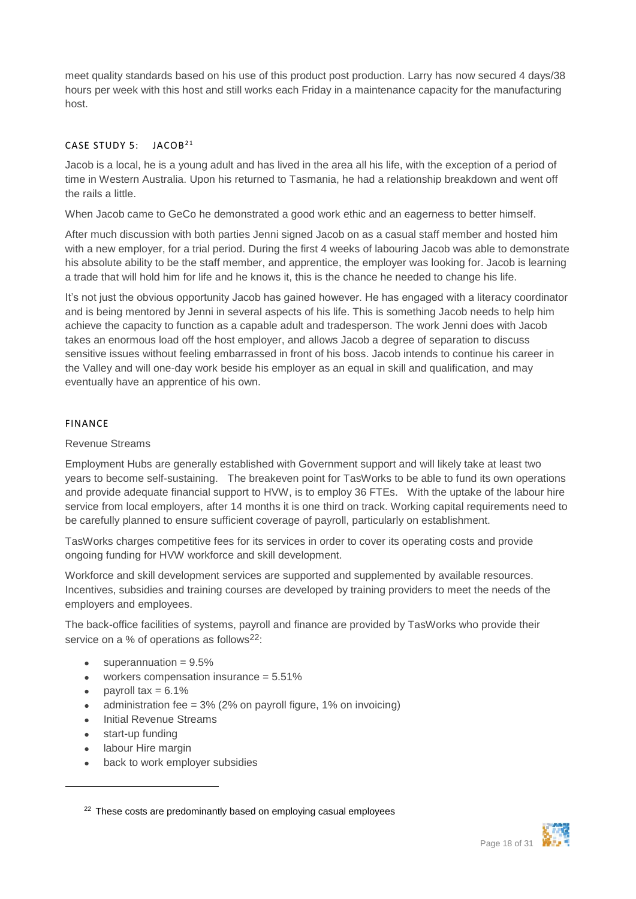meet quality standards based on his use of this product post production. Larry has now secured 4 days/38 hours per week with this host and still works each Friday in a maintenance capacity for the manufacturing host.

### CASE STUDY 5: JACOB[21]

Jacob is a local, he is a young adult and has lived in the area all his life, with the exception of a period of time in Western Australia. Upon his returned to Tasmania, he had a relationship breakdown and went off the rails a little.

When Jacob came to GeCo he demonstrated a good work ethic and an eagerness to better himself.

After much discussion with both parties Jenni signed Jacob on as a casual staff member and hosted him with a new employer, for a trial period. During the first 4 weeks of labouring Jacob was able to demonstrate his absolute ability to be the staff member, and apprentice, the employer was looking for. Jacob is learning a trade that will hold him for life and he knows it, this is the chance he needed to change his life.

It's not just the obvious opportunity Jacob has gained however. He has engaged with a literacy coordinator and is being mentored by Jenni in several aspects of his life. This is something Jacob needs to help him achieve the capacity to function as a capable adult and tradesperson. The work Jenni does with Jacob takes an enormous load off the host employer, and allows Jacob a degree of separation to discuss sensitive issues without feeling embarrassed in front of his boss. Jacob intends to continue his career in the Valley and will one-day work beside his employer as an equal in skill and qualification, and may eventually have an apprentice of his own.

## FINANCE

### Revenue Streams

Employment Hubs are generally established with Government support and will likely take at least two years to become self-sustaining. The breakeven point for TasWorks to be able to fund its own operations and provide adequate financial support to HVW, is to employ 36 FTEs. With the uptake of the labour hire service from local employers, after 14 months it is one third on track. Working capital requirements need to be carefully planned to ensure sufficient coverage of payroll, particularly on establishment.

TasWorks charges competitive fees for its services in order to cover its operating costs and provide ongoing funding for HVW workforce and skill development.

Workforce and skill development services are supported and supplemented by available resources. Incentives, subsidies and training courses are developed by training providers to meet the needs of the employers and employees.

The back-office facilities of systems, payroll and finance are provided by TasWorks who provide their service on a % of operations as follows[22]:

- superannuation = 9.5%
- workers compensation insurance = 5.51%
- payroll tax = 6.1%
- administration fee = 3% (2% on payroll figure, 1% on invoicing)
- Initial Revenue Streams
- start-up funding
- labour Hire margin
- back to work employer subsidies

[22] These costs are predominantly based on employing casual employees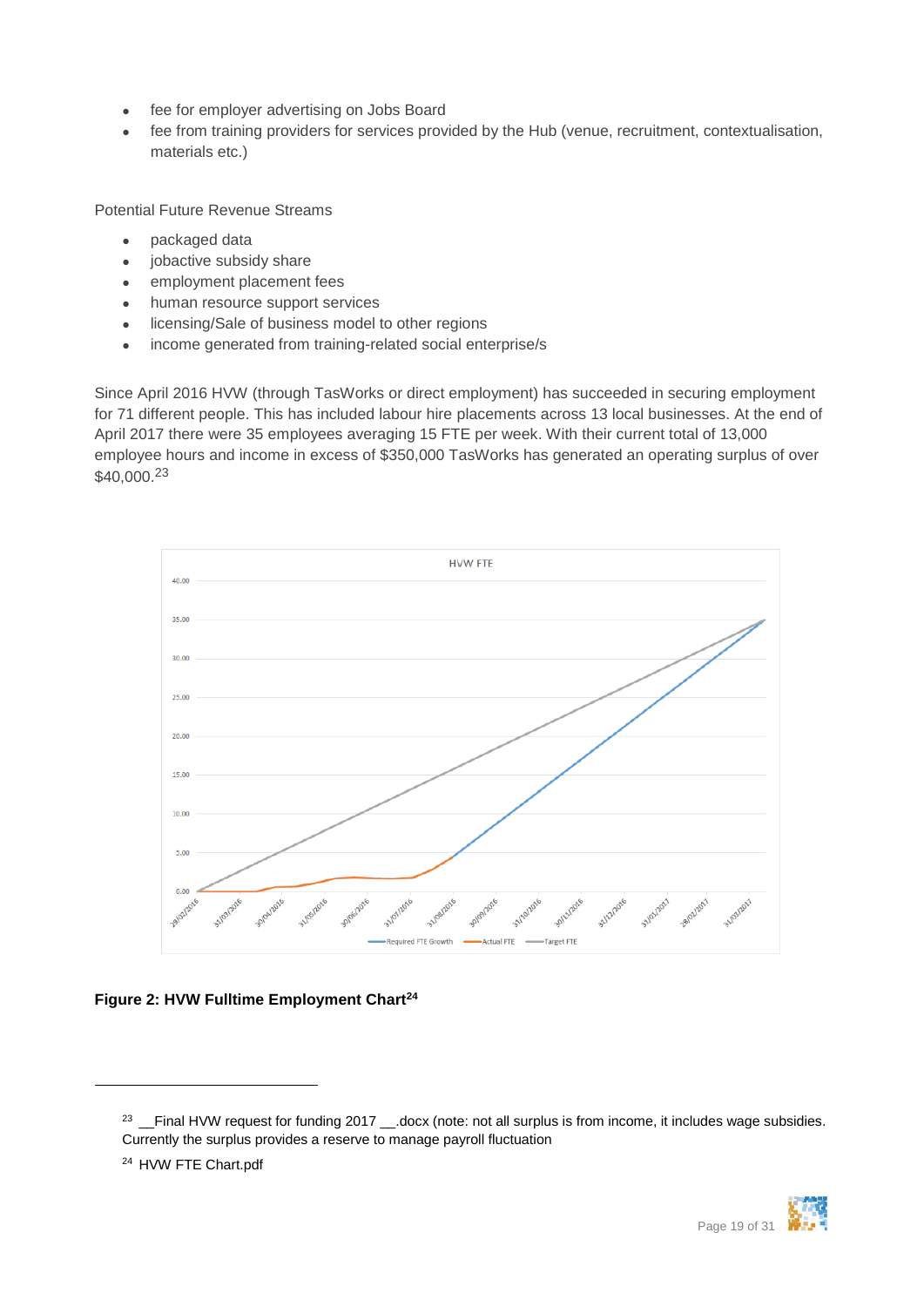- fee for employer advertising on Jobs Board
- fee from training providers for services provided by the Hub (venue, recruitment, contextualisation, materials etc.)

Potential Future Revenue Streams

- packaged data
- jobactive subsidy share
- employment placement fees
- human resource support services
- licensing/Sale of business model to other regions
- income generated from training-related social enterprise/s

Since April 2016 HVW (through TasWorks or direct employment) has succeeded in securing employment for 71 different people. This has included labour hire placements across 13 local businesses. At the end of April 2017 there were 35 employees averaging 15 FTE per week. With their current total of 13,000 employee hours and income in excess of $350,000 TasWorks has generated an operating surplus of over $40,000.[23]

**Figure 2: HVW Fulltime Employment Chart[24]**

---

[23] __Final HVW request for funding 2017 __.docx (note: not all surplus is from income, it includes wage subsidies. Currently the surplus provides a reserve to manage payroll fluctuation

[24] HVW FTE Chart.pdf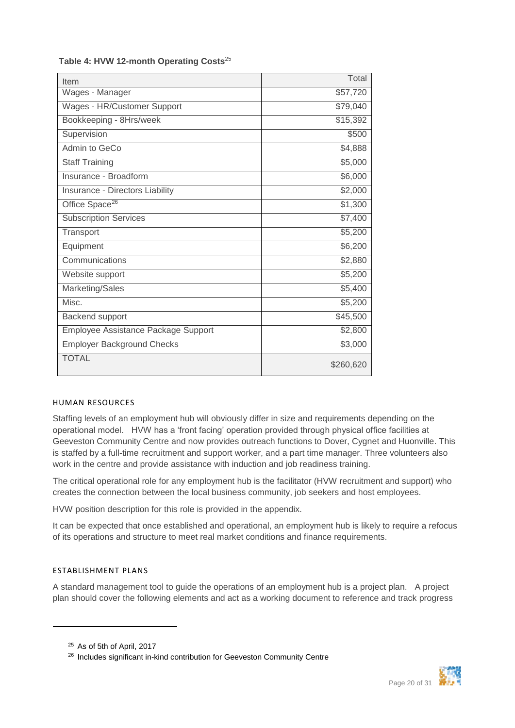**Table 4: HVW 12-month Operating Costs**[25]

| Item | Total |
|---|---|
| Wages - Manager | $57,720 |
| Wages - HR/Customer Support | $79,040 |
| Bookkeeping - 8Hrs/week | $15,392 |
| Supervision | $500 |
| Admin to GeCo | $4,888 |
| Staff Training | $5,000 |
| Insurance - Broadform | $6,000 |
| Insurance - Directors Liability | $2,000 |
| Office Space[26] | $1,300 |
| Subscription Services | $7,400 |
| Transport | $5,200 |
| Equipment | $6,200 |
| Communications | $2,880 |
| Website support | $5,200 |
| Marketing/Sales | $5,400 |
| Misc. | $5,200 |
| Backend support | $45,500 |
| Employee Assistance Package Support | $2,800 |
| Employer Background Checks | $3,000 |
| TOTAL | $260,620 |

## HUMAN RESOURCES

Staffing levels of an employment hub will obviously differ in size and requirements depending on the operational model. HVW has a 'front facing' operation provided through physical office facilities at Geeveston Community Centre and now provides outreach functions to Dover, Cygnet and Huonville. This is staffed by a full-time recruitment and support worker, and a part time manager. Three volunteers also work in the centre and provide assistance with induction and job readiness training.

The critical operational role for any employment hub is the facilitator (HVW recruitment and support) who creates the connection between the local business community, job seekers and host employees.

HVW position description for this role is provided in the appendix.

It can be expected that once established and operational, an employment hub is likely to require a refocus of its operations and structure to meet real market conditions and finance requirements.

## ESTABLISHMENT PLANS

A standard management tool to guide the operations of an employment hub is a project plan. A project plan should cover the following elements and act as a working document to reference and track progress

---

[25] As of 5th of April, 2017

[26] Includes significant in-kind contribution for Geeveston Community Centre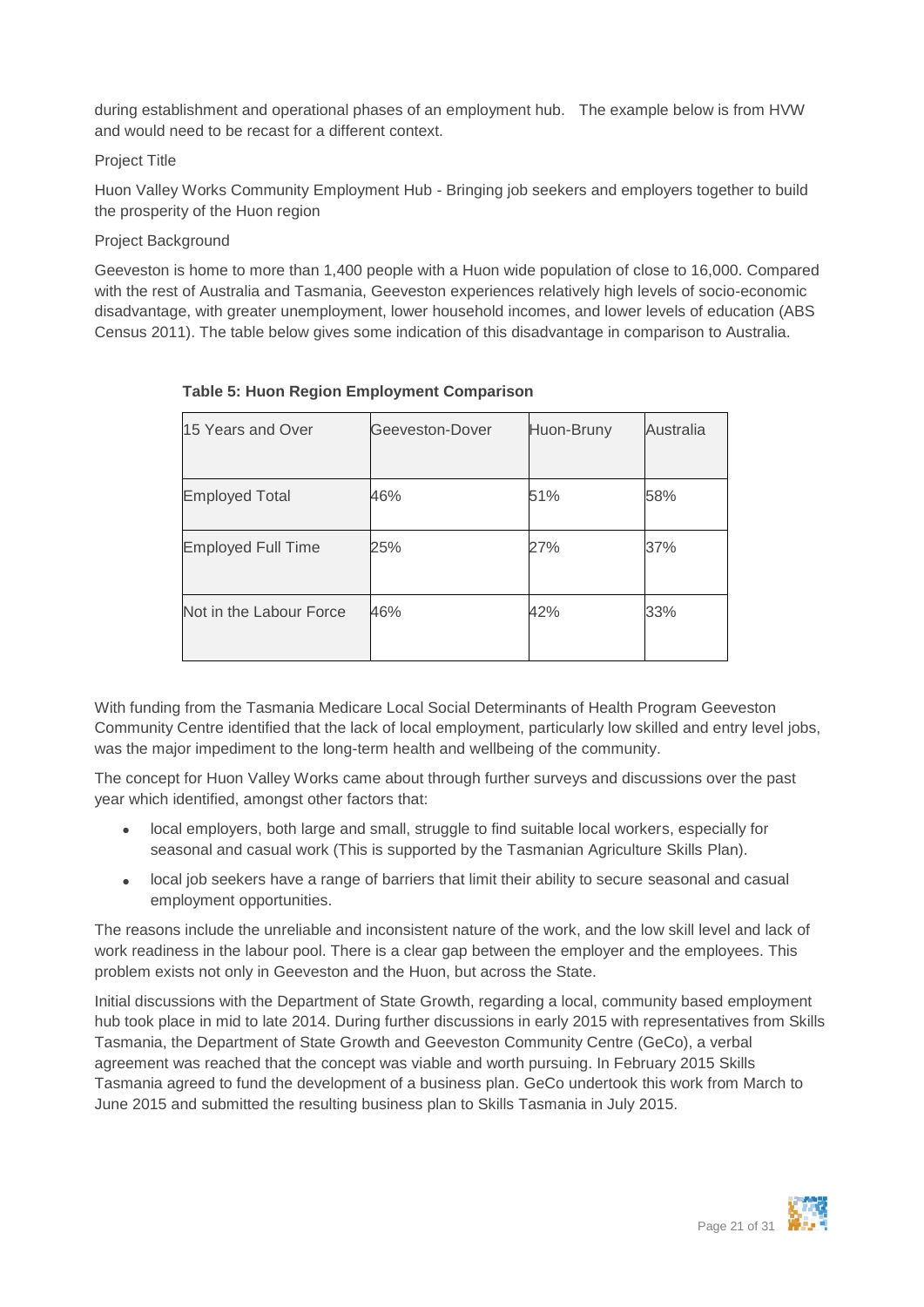during establishment and operational phases of an employment hub. The example below is from HVW and would need to be recast for a different context.

Project Title

Huon Valley Works Community Employment Hub - Bringing job seekers and employers together to build the prosperity of the Huon region

Project Background

Geeveston is home to more than 1,400 people with a Huon wide population of close to 16,000. Compared with the rest of Australia and Tasmania, Geeveston experiences relatively high levels of socio-economic disadvantage, with greater unemployment, lower household incomes, and lower levels of education (ABS Census 2011). The table below gives some indication of this disadvantage in comparison to Australia.

**Table 5: Huon Region Employment Comparison**

| 15 Years and Over | Geeveston-Dover | Huon-Bruny | Australia |
|---|---|---|---|
| Employed Total | 46% | 51% | 58% |
| Employed Full Time | 25% | 27% | 37% |
| Not in the Labour Force | 46% | 42% | 33% |

With funding from the Tasmania Medicare Local Social Determinants of Health Program Geeveston Community Centre identified that the lack of local employment, particularly low skilled and entry level jobs, was the major impediment to the long-term health and wellbeing of the community.

The concept for Huon Valley Works came about through further surveys and discussions over the past year which identified, amongst other factors that:

- local employers, both large and small, struggle to find suitable local workers, especially for seasonal and casual work (This is supported by the Tasmanian Agriculture Skills Plan).
- local job seekers have a range of barriers that limit their ability to secure seasonal and casual employment opportunities.

The reasons include the unreliable and inconsistent nature of the work, and the low skill level and lack of work readiness in the labour pool. There is a clear gap between the employer and the employees. This problem exists not only in Geeveston and the Huon, but across the State.

Initial discussions with the Department of State Growth, regarding a local, community based employment hub took place in mid to late 2014. During further discussions in early 2015 with representatives from Skills Tasmania, the Department of State Growth and Geeveston Community Centre (GeCo), a verbal agreement was reached that the concept was viable and worth pursuing. In February 2015 Skills Tasmania agreed to fund the development of a business plan. GeCo undertook this work from March to June 2015 and submitted the resulting business plan to Skills Tasmania in July 2015.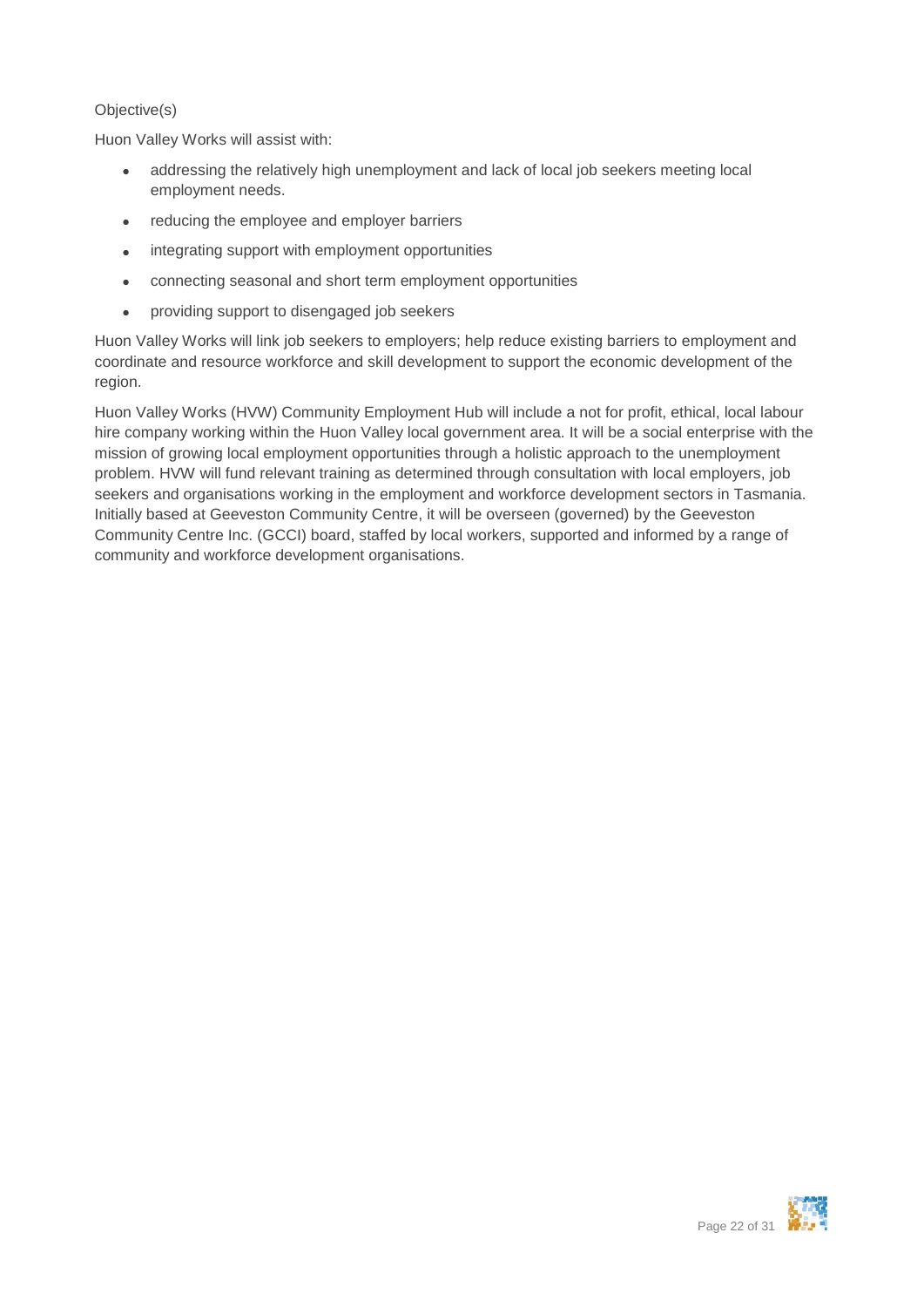Objective(s)

Huon Valley Works will assist with:

- addressing the relatively high unemployment and lack of local job seekers meeting local employment needs.
- reducing the employee and employer barriers
- integrating support with employment opportunities
- connecting seasonal and short term employment opportunities
- providing support to disengaged job seekers

Huon Valley Works will link job seekers to employers; help reduce existing barriers to employment and coordinate and resource workforce and skill development to support the economic development of the region.

Huon Valley Works (HVW) Community Employment Hub will include a not for profit, ethical, local labour hire company working within the Huon Valley local government area. It will be a social enterprise with the mission of growing local employment opportunities through a holistic approach to the unemployment problem. HVW will fund relevant training as determined through consultation with local employers, job seekers and organisations working in the employment and workforce development sectors in Tasmania. Initially based at Geeveston Community Centre, it will be overseen (governed) by the Geeveston Community Centre Inc. (GCCI) board, staffed by local workers, supported and informed by a range of community and workforce development organisations.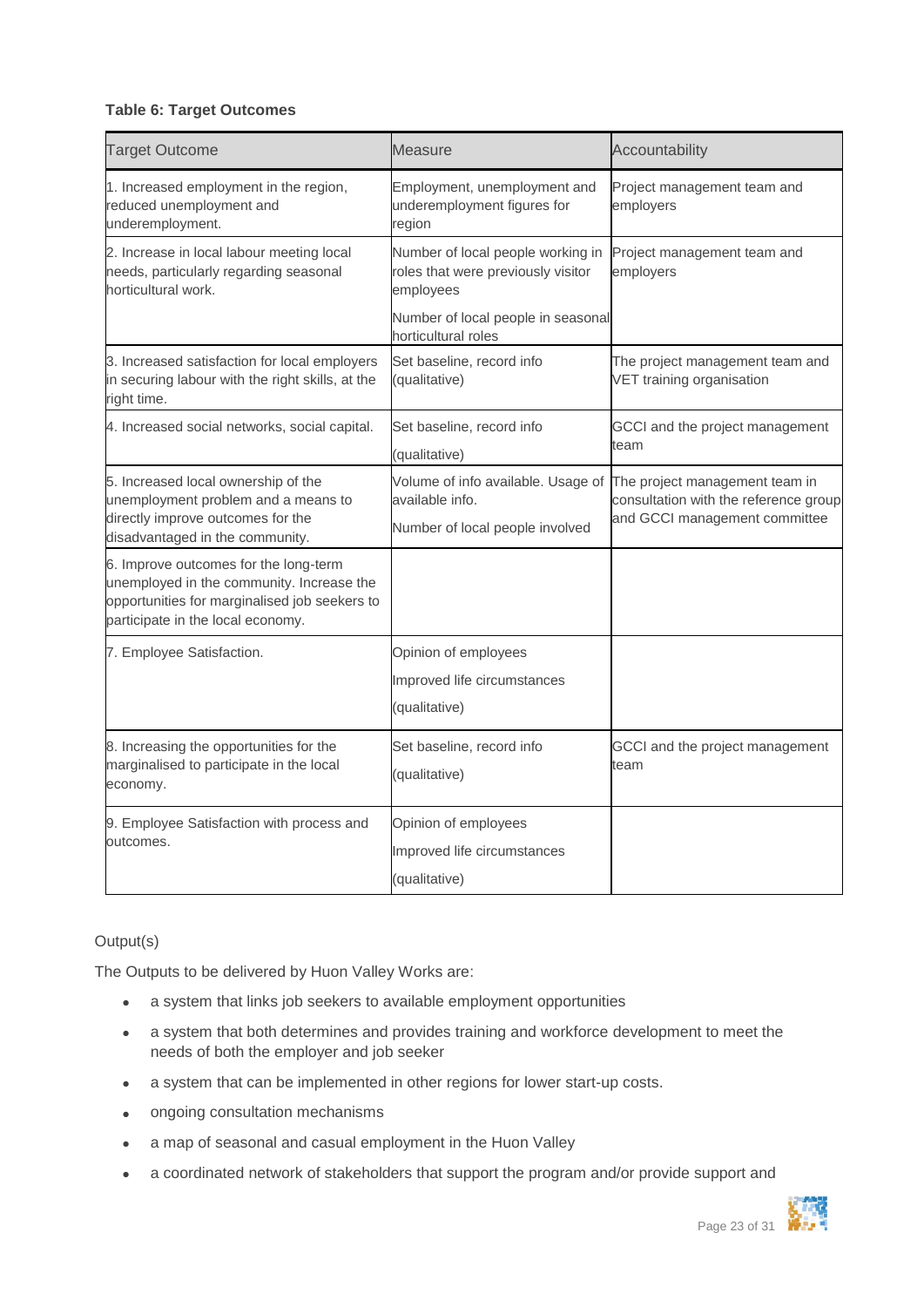**Table 6: Target Outcomes**

| Target Outcome | Measure | Accountability |
| --- | --- | --- |
| 1. Increased employment in the region, reduced unemployment and underemployment. | Employment, unemployment and underemployment figures for region | Project management team and employers |
| 2. Increase in local labour meeting local needs, particularly regarding seasonal horticultural work. | Number of local people working in roles that were previously visitor employees<br><br>Number of local people in seasonal horticultural roles | Project management team and employers |
| 3. Increased satisfaction for local employers in securing labour with the right skills, at the right time. | Set baseline, record info (qualitative) | The project management team and VET training organisation |
| 4. Increased social networks, social capital. | Set baseline, record info<br><br>(qualitative) | GCCI and the project management team |
| 5. Increased local ownership of the unemployment problem and a means to directly improve outcomes for the disadvantaged in the community. | Volume of info available. Usage of available info.<br><br>Number of local people involved | The project management team in consultation with the reference group and GCCI management committee |
| 6. Improve outcomes for the long-term unemployed in the community. Increase the opportunities for marginalised job seekers to participate in the local economy. | | |
| 7. Employee Satisfaction. | Opinion of employees<br><br>Improved life circumstances<br><br>(qualitative) | |
| 8. Increasing the opportunities for the marginalised to participate in the local economy. | Set baseline, record info<br><br>(qualitative) | GCCI and the project management team |
| 9. Employee Satisfaction with process and outcomes. | Opinion of employees<br><br>Improved life circumstances<br><br>(qualitative) | |

Output(s)

The Outputs to be delivered by Huon Valley Works are:

- a system that links job seekers to available employment opportunities
- a system that both determines and provides training and workforce development to meet the needs of both the employer and job seeker
- a system that can be implemented in other regions for lower start-up costs.
- ongoing consultation mechanisms
- a map of seasonal and casual employment in the Huon Valley
- a coordinated network of stakeholders that support the program and/or provide support and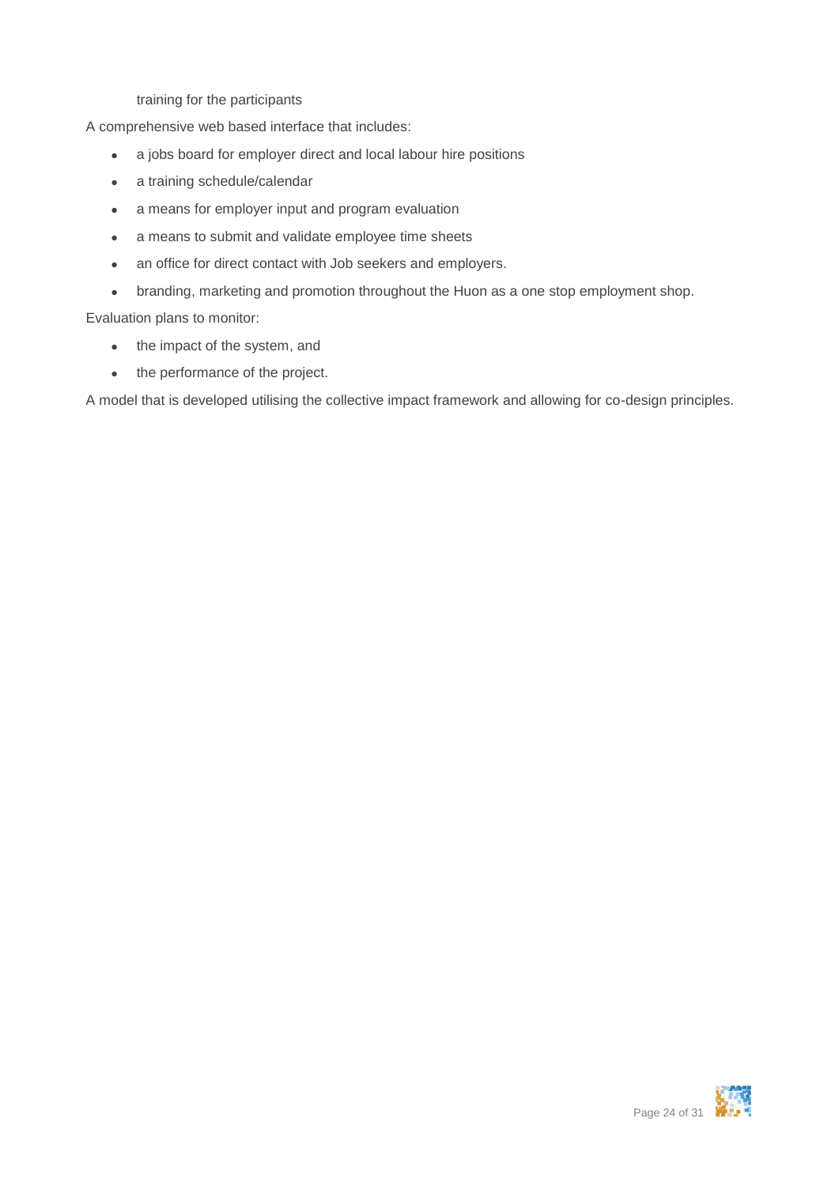training for the participants

A comprehensive web based interface that includes:

- a jobs board for employer direct and local labour hire positions
- a training schedule/calendar
- a means for employer input and program evaluation
- a means to submit and validate employee time sheets
- an office for direct contact with Job seekers and employers.
- branding, marketing and promotion throughout the Huon as a one stop employment shop.

Evaluation plans to monitor:

- the impact of the system, and
- the performance of the project.

A model that is developed utilising the collective impact framework and allowing for co-design principles.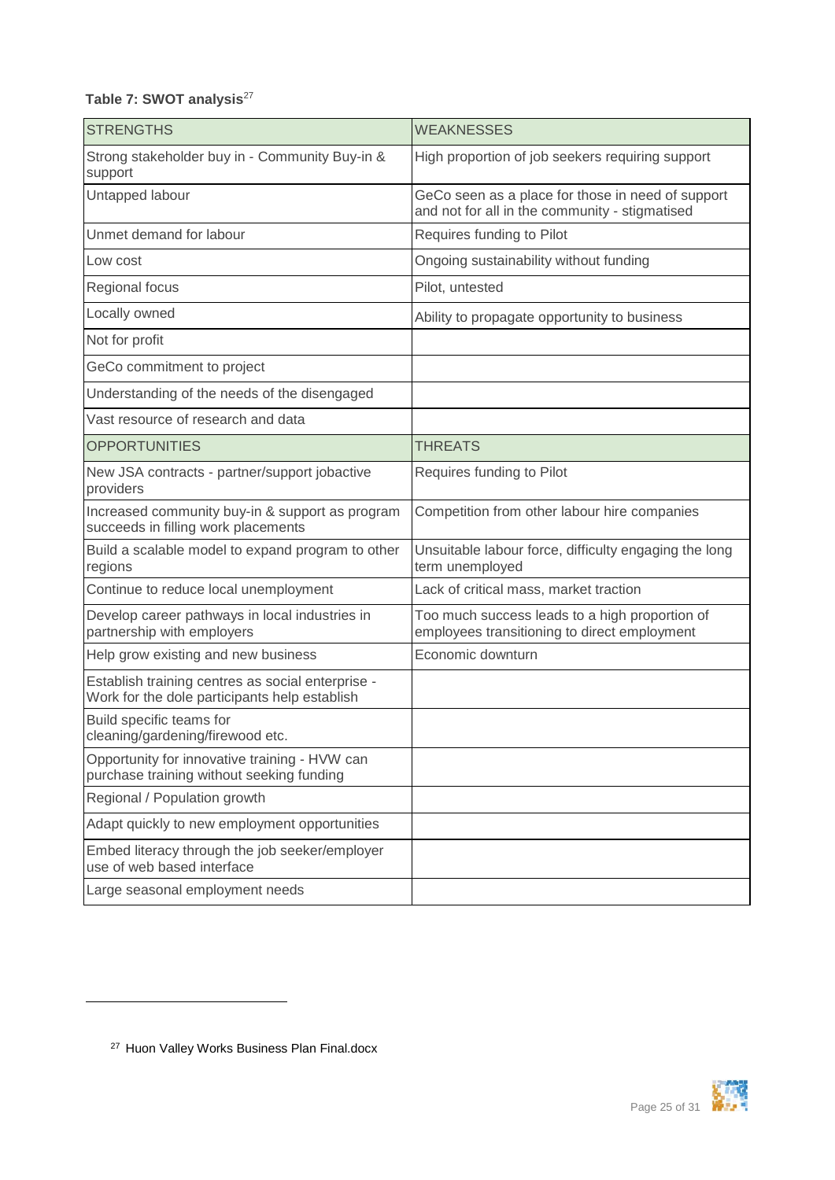**Table 7: SWOT analysis**[27]

| STRENGTHS | WEAKNESSES |
|---|---|
| Strong stakeholder buy in - Community Buy-in & support | High proportion of job seekers requiring support |
| Untapped labour | GeCo seen as a place for those in need of support and not for all in the community - stigmatised |
| Unmet demand for labour | Requires funding to Pilot |
| Low cost | Ongoing sustainability without funding |
| Regional focus | Pilot, untested |
| Locally owned | Ability to propagate opportunity to business |
| Not for profit | |
| GeCo commitment to project | |
| Understanding of the needs of the disengaged | |
| Vast resource of research and data | |
| OPPORTUNITIES | THREATS |
| New JSA contracts - partner/support jobactive providers | Requires funding to Pilot |
| Increased community buy-in & support as program succeeds in filling work placements | Competition from other labour hire companies |
| Build a scalable model to expand program to other regions | Unsuitable labour force, difficulty engaging the long term unemployed |
| Continue to reduce local unemployment | Lack of critical mass, market traction |
| Develop career pathways in local industries in partnership with employers | Too much success leads to a high proportion of employees transitioning to direct employment |
| Help grow existing and new business | Economic downturn |
| Establish training centres as social enterprise - Work for the dole participants help establish | |
| Build specific teams for cleaning/gardening/firewood etc. | |
| Opportunity for innovative training - HVW can purchase training without seeking funding | |
| Regional / Population growth | |
| Adapt quickly to new employment opportunities | |
| Embed literacy through the job seeker/employer use of web based interface | |
| Large seasonal employment needs | |

[27] Huon Valley Works Business Plan Final.docx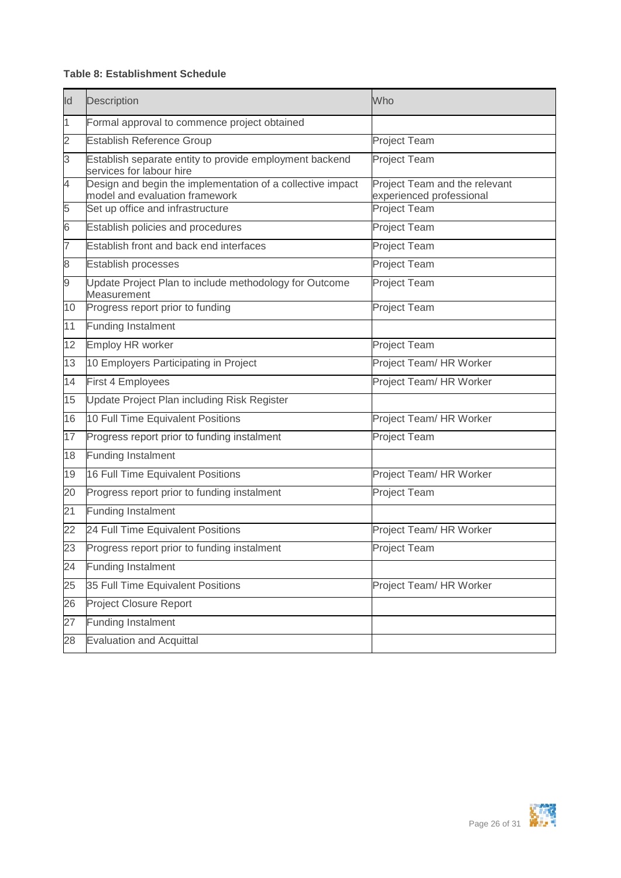**Table 8: Establishment Schedule**

| Id | Description | Who |
|---|---|---|
| 1 | Formal approval to commence project obtained | |
| 2 | Establish Reference Group | Project Team |
| 3 | Establish separate entity to provide employment backend services for labour hire | Project Team |
| 4 | Design and begin the implementation of a collective impact model and evaluation framework | Project Team and the relevant experienced professional |
| 5 | Set up office and infrastructure | Project Team |
| 6 | Establish policies and procedures | Project Team |
| 7 | Establish front and back end interfaces | Project Team |
| 8 | Establish processes | Project Team |
| 9 | Update Project Plan to include methodology for Outcome Measurement | Project Team |
| 10 | Progress report prior to funding | Project Team |
| 11 | Funding Instalment | |
| 12 | Employ HR worker | Project Team |
| 13 | 10 Employers Participating in Project | Project Team/ HR Worker |
| 14 | First 4 Employees | Project Team/ HR Worker |
| 15 | Update Project Plan including Risk Register | |
| 16 | 10 Full Time Equivalent Positions | Project Team/ HR Worker |
| 17 | Progress report prior to funding instalment | Project Team |
| 18 | Funding Instalment | |
| 19 | 16 Full Time Equivalent Positions | Project Team/ HR Worker |
| 20 | Progress report prior to funding instalment | Project Team |
| 21 | Funding Instalment | |
| 22 | 24 Full Time Equivalent Positions | Project Team/ HR Worker |
| 23 | Progress report prior to funding instalment | Project Team |
| 24 | Funding Instalment | |
| 25 | 35 Full Time Equivalent Positions | Project Team/ HR Worker |
| 26 | Project Closure Report | |
| 27 | Funding Instalment | |
| 28 | Evaluation and Acquittal | |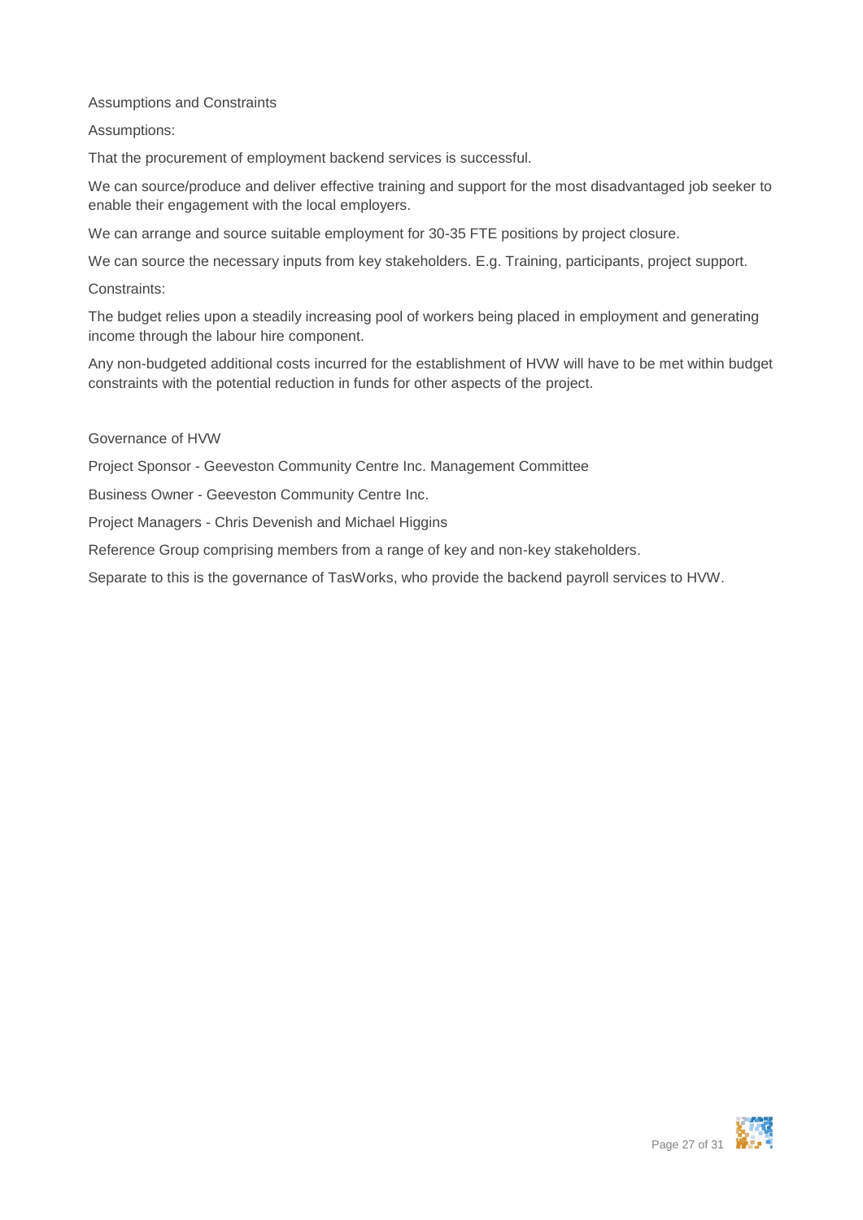Assumptions and Constraints

Assumptions:

That the procurement of employment backend services is successful.

We can source/produce and deliver effective training and support for the most disadvantaged job seeker to enable their engagement with the local employers.

We can arrange and source suitable employment for 30-35 FTE positions by project closure.

We can source the necessary inputs from key stakeholders. E.g. Training, participants, project support.

Constraints:

The budget relies upon a steadily increasing pool of workers being placed in employment and generating income through the labour hire component.

Any non-budgeted additional costs incurred for the establishment of HVW will have to be met within budget constraints with the potential reduction in funds for other aspects of the project.

Governance of HVW

Project Sponsor - Geeveston Community Centre Inc. Management Committee

Business Owner - Geeveston Community Centre Inc.

Project Managers - Chris Devenish and Michael Higgins

Reference Group comprising members from a range of key and non-key stakeholders.

Separate to this is the governance of TasWorks, who provide the backend payroll services to HVW.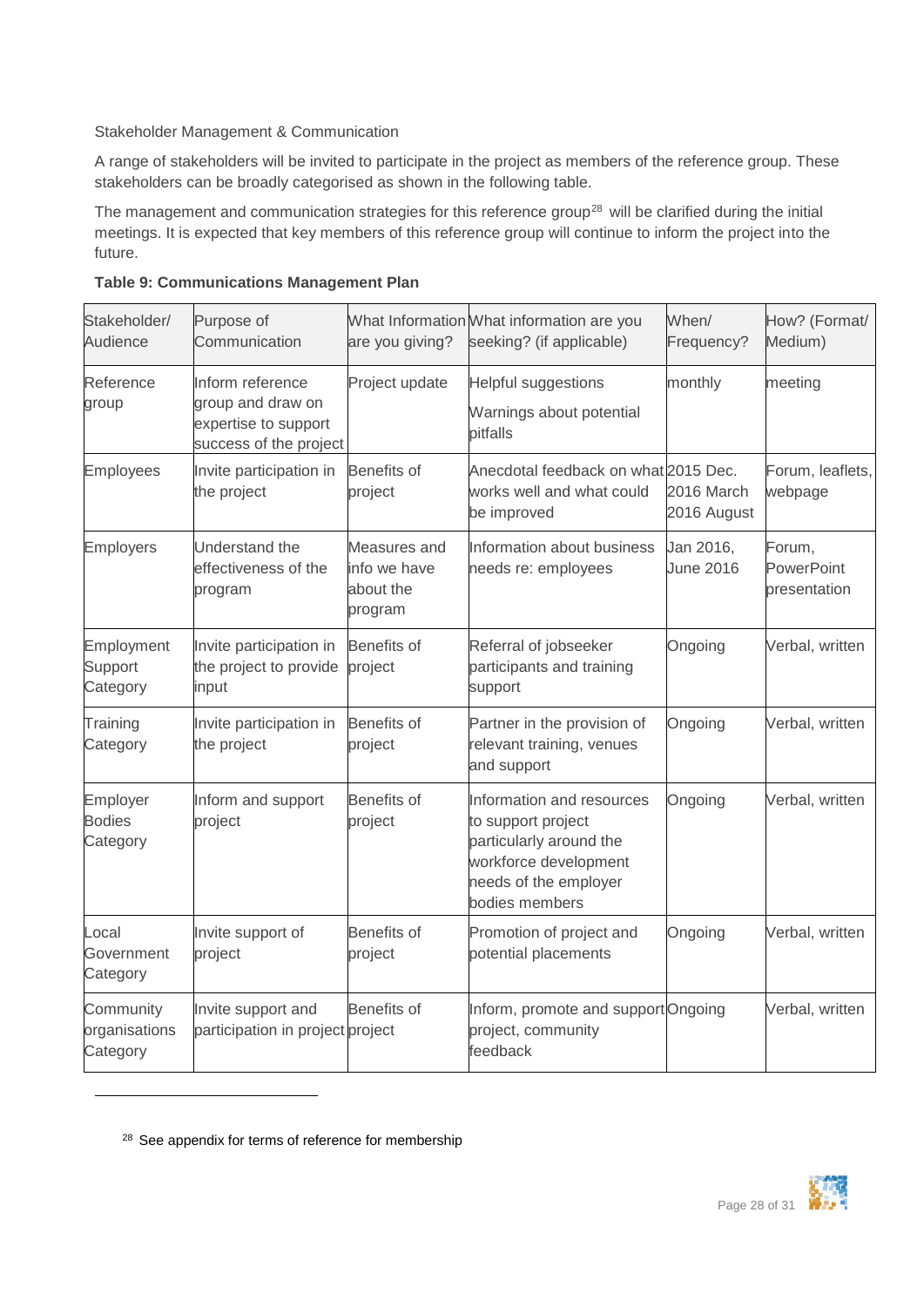Stakeholder Management & Communication

A range of stakeholders will be invited to participate in the project as members of the reference group. These stakeholders can be broadly categorised as shown in the following table.

The management and communication strategies for this reference group[28] will be clarified during the initial meetings. It is expected that key members of this reference group will continue to inform the project into the future.

**Table 9: Communications Management Plan**

| Stakeholder/ Audience | Purpose of Communication | What Information are you giving? | What information are you seeking? (if applicable) | When/ Frequency? | How? (Format/ Medium) |
|---|---|---|---|---|---|
| Reference group | Inform reference group and draw on expertise to support success of the project | Project update | Helpful suggestions<br>Warnings about potential pitfalls | monthly | meeting |
| Employees | Invite participation in the project | Benefits of project | Anecdotal feedback on what works well and what could be improved | 2015 Dec.<br>2016 March<br>2016 August | Forum, leaflets, webpage |
| Employers | Understand the effectiveness of the program | Measures and info we have about the program | Information about business needs re: employees | Jan 2016, June 2016 | Forum, PowerPoint presentation |
| Employment Support Category | Invite participation in the project to provide input | Benefits of project | Referral of jobseeker participants and training support | Ongoing | Verbal, written |
| Training Category | Invite participation in the project | Benefits of project | Partner in the provision of relevant training, venues and support | Ongoing | Verbal, written |
| Employer Bodies Category | Inform and support project | Benefits of project | Information and resources to support project particularly around the workforce development needs of the employer bodies members | Ongoing | Verbal, written |
| Local Government Category | Invite support of project | Benefits of project | Promotion of project and potential placements | Ongoing | Verbal, written |
| Community organisations Category | Invite support and participation in project | Benefits of project | Inform, promote and support project, community feedback | Ongoing | Verbal, written |

[28] See appendix for terms of reference for membership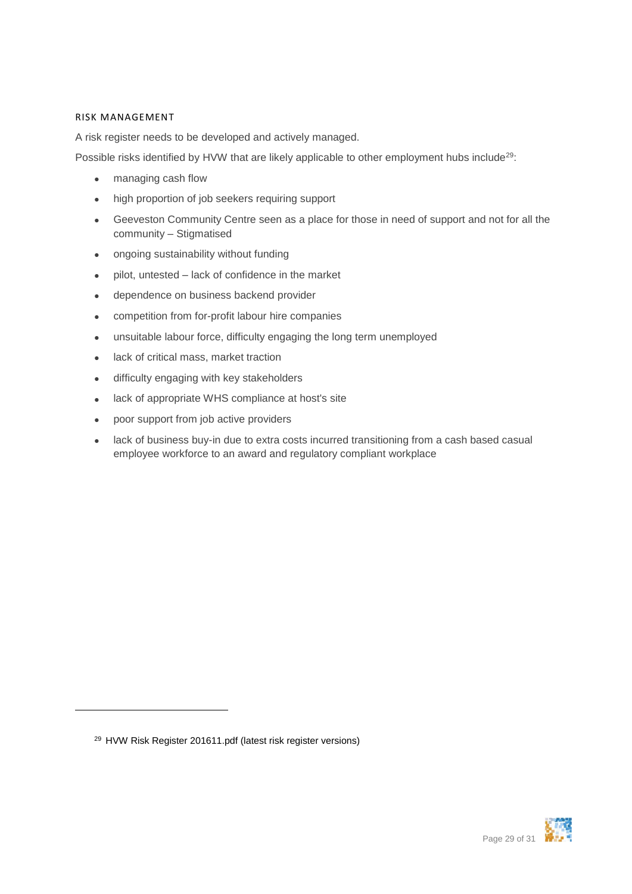### RISK MANAGEMENT

A risk register needs to be developed and actively managed.

Possible risks identified by HVW that are likely applicable to other employment hubs include[29]:

- managing cash flow
- high proportion of job seekers requiring support
- Geeveston Community Centre seen as a place for those in need of support and not for all the community – Stigmatised
- ongoing sustainability without funding
- pilot, untested – lack of confidence in the market
- dependence on business backend provider
- competition from for-profit labour hire companies
- unsuitable labour force, difficulty engaging the long term unemployed
- lack of critical mass, market traction
- difficulty engaging with key stakeholders
- lack of appropriate WHS compliance at host's site
- poor support from job active providers
- lack of business buy-in due to extra costs incurred transitioning from a cash based casual employee workforce to an award and regulatory compliant workplace

---

[29] HVW Risk Register 201611.pdf (latest risk register versions)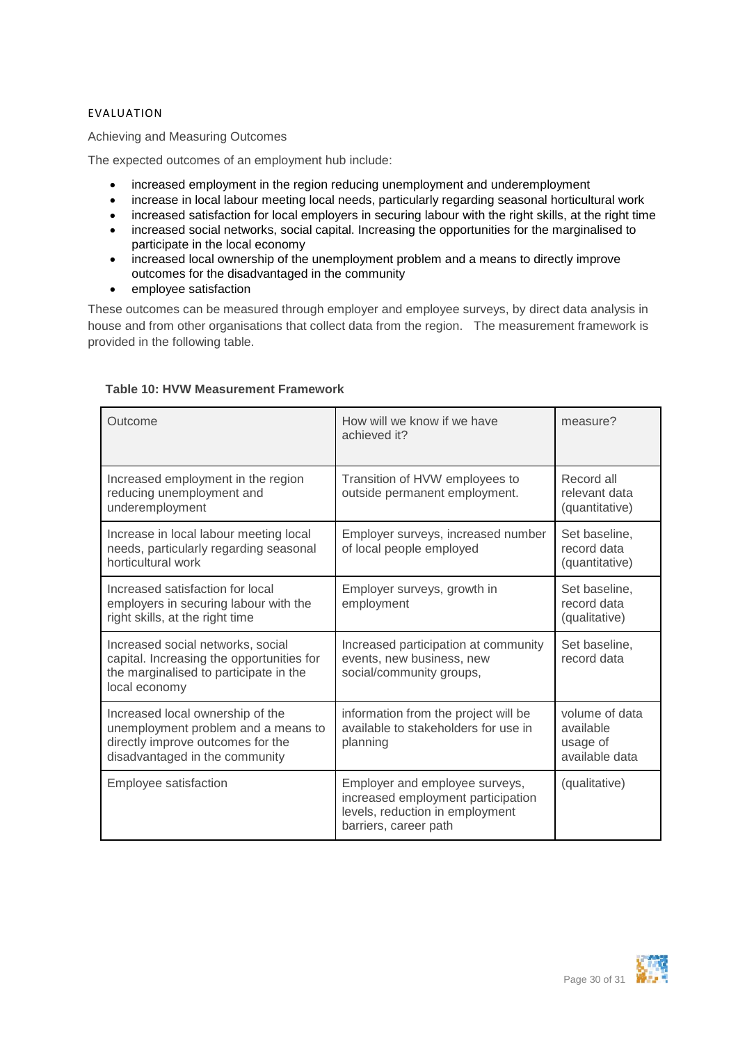## EVALUATION

Achieving and Measuring Outcomes

The expected outcomes of an employment hub include:

- increased employment in the region reducing unemployment and underemployment
- increase in local labour meeting local needs, particularly regarding seasonal horticultural work
- increased satisfaction for local employers in securing labour with the right skills, at the right time
- increased social networks, social capital. Increasing the opportunities for the marginalised to participate in the local economy
- increased local ownership of the unemployment problem and a means to directly improve outcomes for the disadvantaged in the community
- employee satisfaction

These outcomes can be measured through employer and employee surveys, by direct data analysis in house and from other organisations that collect data from the region. The measurement framework is provided in the following table.

**Table 10: HVW Measurement Framework**

| Outcome | How will we know if we have achieved it? | measure? |
|---|---|---|
| Increased employment in the region reducing unemployment and underemployment | Transition of HVW employees to outside permanent employment. | Record all relevant data (quantitative) |
| Increase in local labour meeting local needs, particularly regarding seasonal horticultural work | Employer surveys, increased number of local people employed | Set baseline, record data (quantitative) |
| Increased satisfaction for local employers in securing labour with the right skills, at the right time | Employer surveys, growth in employment | Set baseline, record data (qualitative) |
| Increased social networks, social capital. Increasing the opportunities for the marginalised to participate in the local economy | Increased participation at community events, new business, new social/community groups, | Set baseline, record data |
| Increased local ownership of the unemployment problem and a means to directly improve outcomes for the disadvantaged in the community | information from the project will be available to stakeholders for use in planning | volume of data available usage of available data |
| Employee satisfaction | Employer and employee surveys, increased employment participation levels, reduction in employment barriers, career path | (qualitative) |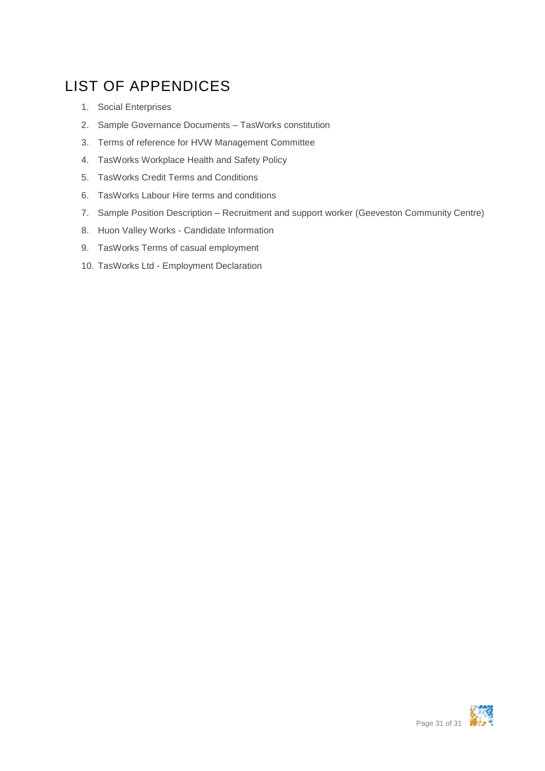# LIST OF APPENDICES

1. Social Enterprises
2. Sample Governance Documents – TasWorks constitution
3. Terms of reference for HVW Management Committee
4. TasWorks Workplace Health and Safety Policy
5. TasWorks Credit Terms and Conditions
6. TasWorks Labour Hire terms and conditions
7. Sample Position Description – Recruitment and support worker (Geeveston Community Centre)
8. Huon Valley Works - Candidate Information
9. TasWorks Terms of casual employment
10. TasWorks Ltd - Employment Declaration